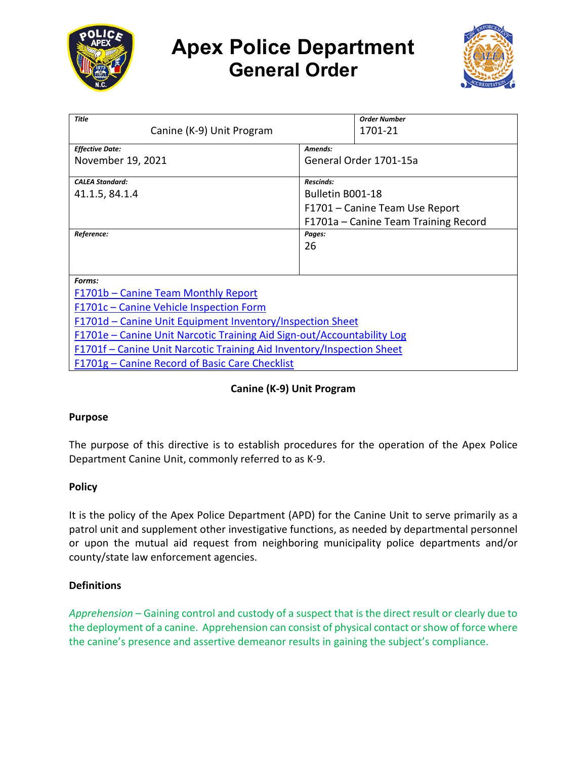# Apex Police Department
## General Order

| *Title* | | *Order Number* |
|---|---|---|
| Canine (K-9) Unit Program | | 1701-21 |
| ***Effective Date:*** November 19, 2021 | ***Amends:*** General Order 1701-15a | |
| ***CALEA Standard:*** 41.1.5, 84.1.4 | ***Rescinds:*** Bulletin B001-18<br>F1701 – Canine Team Use Report<br>F1701a – Canine Team Training Record | |
| ***Reference:*** | ***Pages:*** 26 | |

***Forms:***

F1701b – Canine Team Monthly Report
F1701c – Canine Vehicle Inspection Form
F1701d – Canine Unit Equipment Inventory/Inspection Sheet
F1701e – Canine Unit Narcotic Training Aid Sign-out/Accountability Log
F1701f – Canine Unit Narcotic Training Aid Inventory/Inspection Sheet
F1701g – Canine Record of Basic Care Checklist

**Canine (K-9) Unit Program**

**Purpose**

The purpose of this directive is to establish procedures for the operation of the Apex Police Department Canine Unit, commonly referred to as K-9.

**Policy**

It is the policy of the Apex Police Department (APD) for the Canine Unit to serve primarily as a patrol unit and supplement other investigative functions, as needed by departmental personnel or upon the mutual aid request from neighboring municipality police departments and/or county/state law enforcement agencies.

**Definitions**

*Apprehension* – Gaining control and custody of a suspect that is the direct result or clearly due to the deployment of a canine. Apprehension can consist of physical contact or show of force where the canine's presence and assertive demeanor results in gaining the subject's compliance.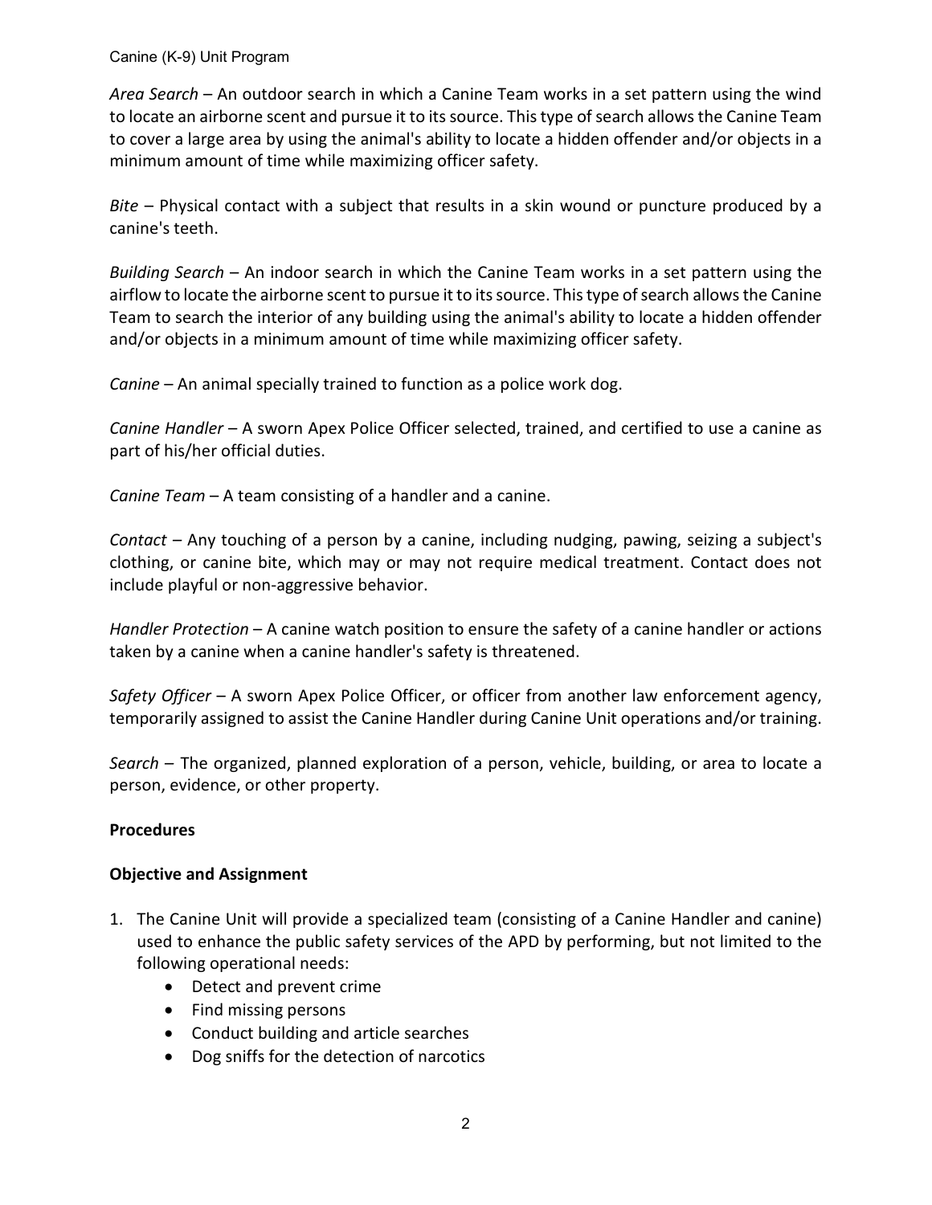*Area Search* – An outdoor search in which a Canine Team works in a set pattern using the wind to locate an airborne scent and pursue it to its source. This type of search allows the Canine Team to cover a large area by using the animal's ability to locate a hidden offender and/or objects in a minimum amount of time while maximizing officer safety.

*Bite* – Physical contact with a subject that results in a skin wound or puncture produced by a canine's teeth.

*Building Search* – An indoor search in which the Canine Team works in a set pattern using the airflow to locate the airborne scent to pursue it to its source. This type of search allows the Canine Team to search the interior of any building using the animal's ability to locate a hidden offender and/or objects in a minimum amount of time while maximizing officer safety.

*Canine* – An animal specially trained to function as a police work dog.

*Canine Handler* – A sworn Apex Police Officer selected, trained, and certified to use a canine as part of his/her official duties.

*Canine Team* – A team consisting of a handler and a canine.

*Contact* – Any touching of a person by a canine, including nudging, pawing, seizing a subject's clothing, or canine bite, which may or may not require medical treatment. Contact does not include playful or non-aggressive behavior.

*Handler Protection* – A canine watch position to ensure the safety of a canine handler or actions taken by a canine when a canine handler's safety is threatened.

*Safety Officer* – A sworn Apex Police Officer, or officer from another law enforcement agency, temporarily assigned to assist the Canine Handler during Canine Unit operations and/or training.

*Search* – The organized, planned exploration of a person, vehicle, building, or area to locate a person, evidence, or other property.

**Procedures**

**Objective and Assignment**

1. The Canine Unit will provide a specialized team (consisting of a Canine Handler and canine) used to enhance the public safety services of the APD by performing, but not limited to the following operational needs:
    - Detect and prevent crime
    - Find missing persons
    - Conduct building and article searches
    - Dog sniffs for the detection of narcotics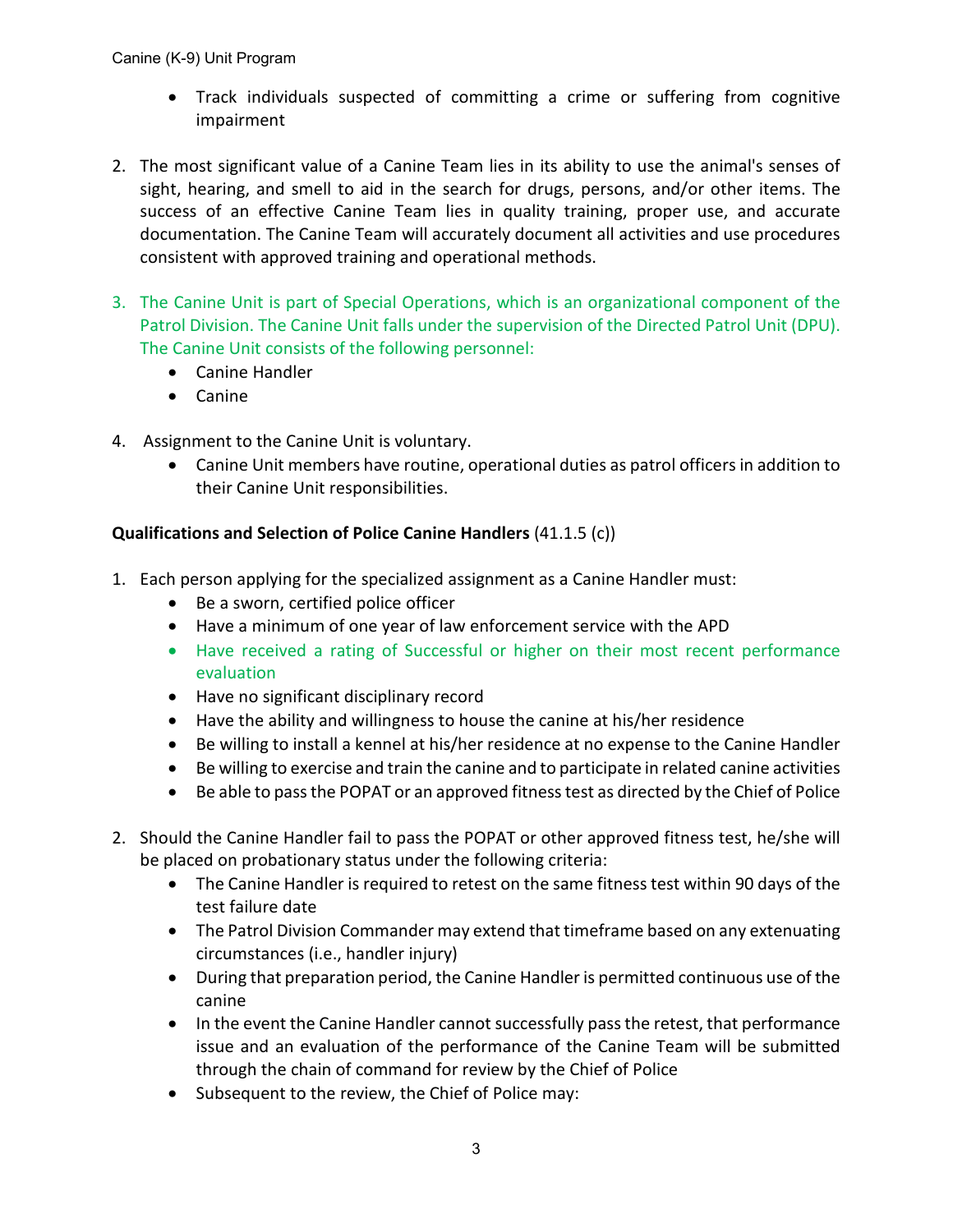- Track individuals suspected of committing a crime or suffering from cognitive impairment

2. The most significant value of a Canine Team lies in its ability to use the animal's senses of sight, hearing, and smell to aid in the search for drugs, persons, and/or other items. The success of an effective Canine Team lies in quality training, proper use, and accurate documentation. The Canine Team will accurately document all activities and use procedures consistent with approved training and operational methods.

3. The Canine Unit is part of Special Operations, which is an organizational component of the Patrol Division. The Canine Unit falls under the supervision of the Directed Patrol Unit (DPU). The Canine Unit consists of the following personnel:
   - Canine Handler
   - Canine

4. Assignment to the Canine Unit is voluntary.
   - Canine Unit members have routine, operational duties as patrol officers in addition to their Canine Unit responsibilities.

**Qualifications and Selection of Police Canine Handlers** (41.1.5 (c))

1. Each person applying for the specialized assignment as a Canine Handler must:
   - Be a sworn, certified police officer
   - Have a minimum of one year of law enforcement service with the APD
   - Have received a rating of Successful or higher on their most recent performance evaluation
   - Have no significant disciplinary record
   - Have the ability and willingness to house the canine at his/her residence
   - Be willing to install a kennel at his/her residence at no expense to the Canine Handler
   - Be willing to exercise and train the canine and to participate in related canine activities
   - Be able to pass the POPAT or an approved fitness test as directed by the Chief of Police

2. Should the Canine Handler fail to pass the POPAT or other approved fitness test, he/she will be placed on probationary status under the following criteria:
   - The Canine Handler is required to retest on the same fitness test within 90 days of the test failure date
   - The Patrol Division Commander may extend that timeframe based on any extenuating circumstances (i.e., handler injury)
   - During that preparation period, the Canine Handler is permitted continuous use of the canine
   - In the event the Canine Handler cannot successfully pass the retest, that performance issue and an evaluation of the performance of the Canine Team will be submitted through the chain of command for review by the Chief of Police
   - Subsequent to the review, the Chief of Police may: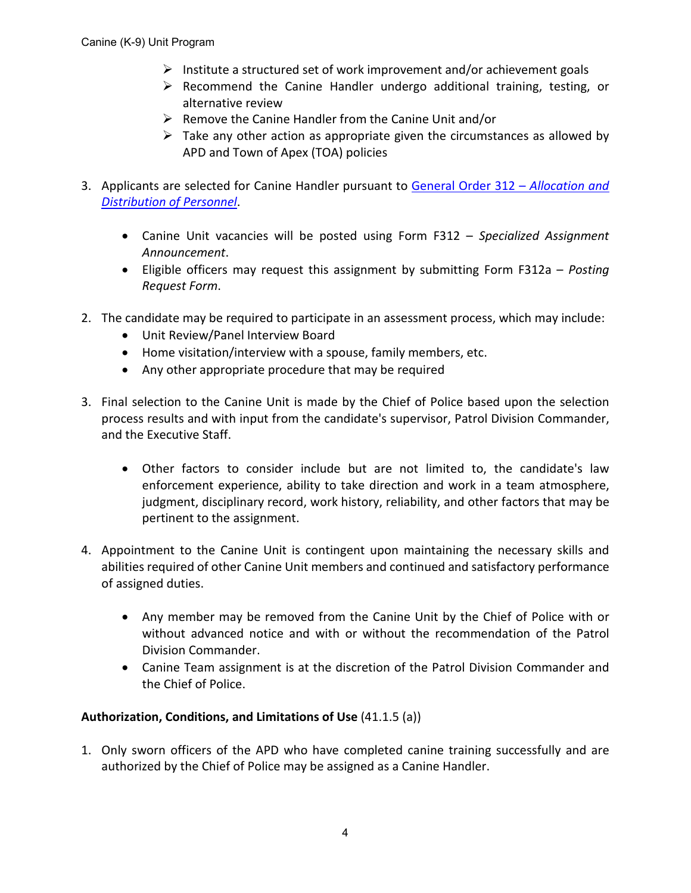- Institute a structured set of work improvement and/or achievement goals
- Recommend the Canine Handler undergo additional training, testing, or alternative review
- Remove the Canine Handler from the Canine Unit and/or
- Take any other action as appropriate given the circumstances as allowed by APD and Town of Apex (TOA) policies

3. Applicants are selected for Canine Handler pursuant to [General Order 312 – *Allocation and Distribution of Personnel*]().

    - Canine Unit vacancies will be posted using Form F312 – *Specialized Assignment Announcement*.
    - Eligible officers may request this assignment by submitting Form F312a – *Posting Request Form*.

2. The candidate may be required to participate in an assessment process, which may include:
    - Unit Review/Panel Interview Board
    - Home visitation/interview with a spouse, family members, etc.
    - Any other appropriate procedure that may be required

3. Final selection to the Canine Unit is made by the Chief of Police based upon the selection process results and with input from the candidate's supervisor, Patrol Division Commander, and the Executive Staff.

    - Other factors to consider include but are not limited to, the candidate's law enforcement experience, ability to take direction and work in a team atmosphere, judgment, disciplinary record, work history, reliability, and other factors that may be pertinent to the assignment.

4. Appointment to the Canine Unit is contingent upon maintaining the necessary skills and abilities required of other Canine Unit members and continued and satisfactory performance of assigned duties.

    - Any member may be removed from the Canine Unit by the Chief of Police with or without advanced notice and with or without the recommendation of the Patrol Division Commander.
    - Canine Team assignment is at the discretion of the Patrol Division Commander and the Chief of Police.

**Authorization, Conditions, and Limitations of Use** (41.1.5 (a))

1. Only sworn officers of the APD who have completed canine training successfully and are authorized by the Chief of Police may be assigned as a Canine Handler.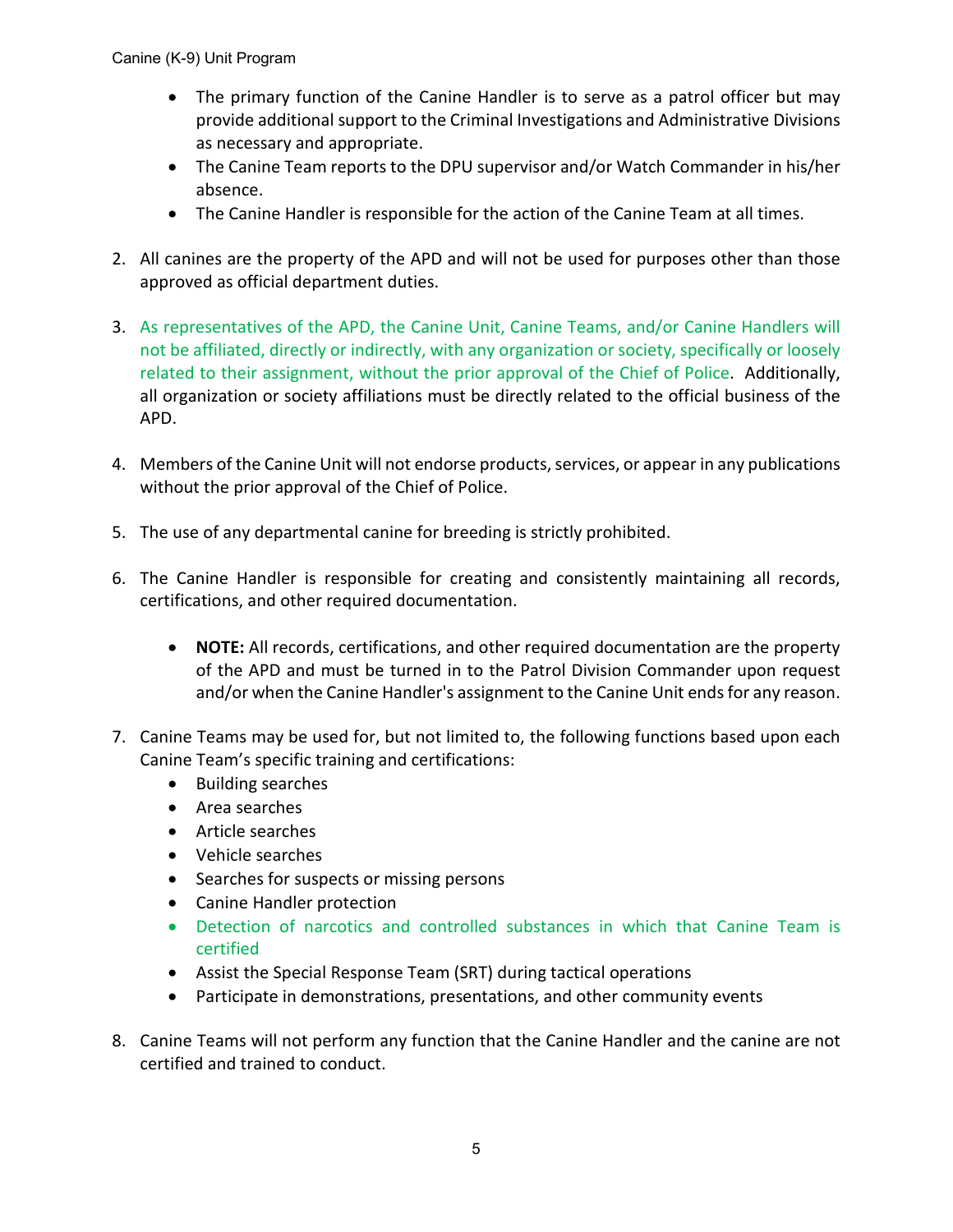- The primary function of the Canine Handler is to serve as a patrol officer but may provide additional support to the Criminal Investigations and Administrative Divisions as necessary and appropriate.
- The Canine Team reports to the DPU supervisor and/or Watch Commander in his/her absence.
- The Canine Handler is responsible for the action of the Canine Team at all times.

2. All canines are the property of the APD and will not be used for purposes other than those approved as official department duties.

3. As representatives of the APD, the Canine Unit, Canine Teams, and/or Canine Handlers will not be affiliated, directly or indirectly, with any organization or society, specifically or loosely related to their assignment, without the prior approval of the Chief of Police. Additionally, all organization or society affiliations must be directly related to the official business of the APD.

4. Members of the Canine Unit will not endorse products, services, or appear in any publications without the prior approval of the Chief of Police.

5. The use of any departmental canine for breeding is strictly prohibited.

6. The Canine Handler is responsible for creating and consistently maintaining all records, certifications, and other required documentation.

   - **NOTE:** All records, certifications, and other required documentation are the property of the APD and must be turned in to the Patrol Division Commander upon request and/or when the Canine Handler's assignment to the Canine Unit ends for any reason.

7. Canine Teams may be used for, but not limited to, the following functions based upon each Canine Team's specific training and certifications:
   - Building searches
   - Area searches
   - Article searches
   - Vehicle searches
   - Searches for suspects or missing persons
   - Canine Handler protection
   - Detection of narcotics and controlled substances in which that Canine Team is certified
   - Assist the Special Response Team (SRT) during tactical operations
   - Participate in demonstrations, presentations, and other community events

8. Canine Teams will not perform any function that the Canine Handler and the canine are not certified and trained to conduct.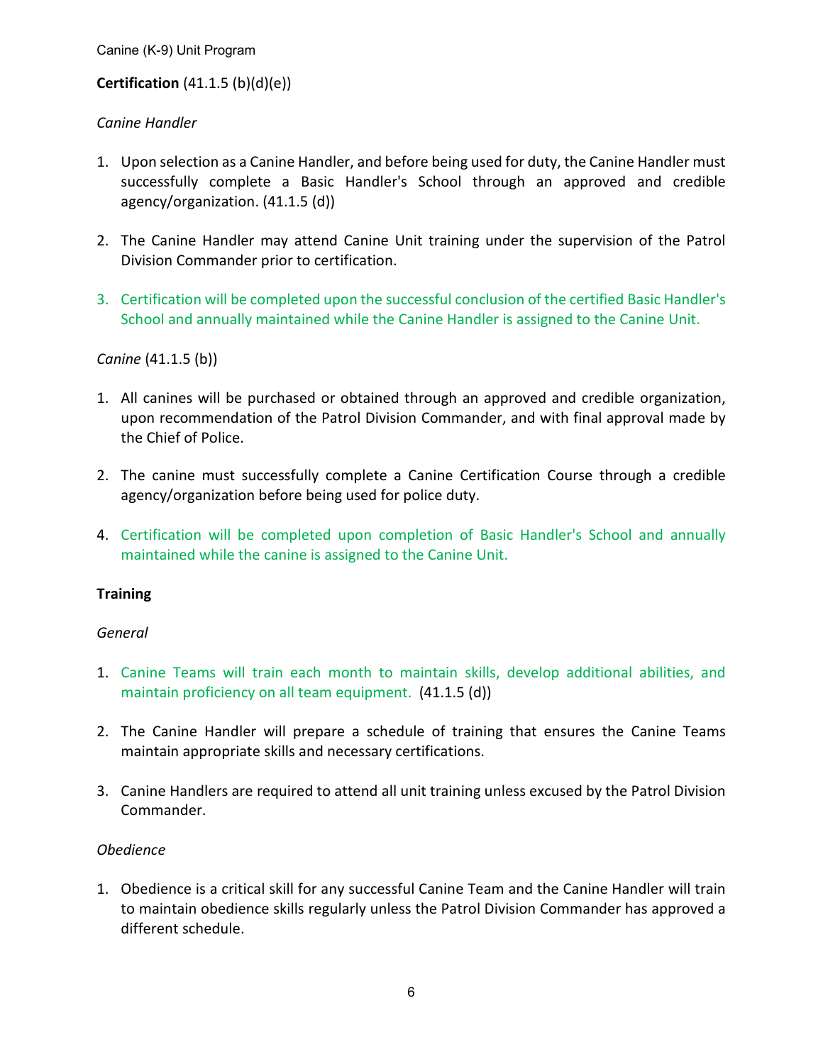**Certification** (41.1.5 (b)(d)(e))

*Canine Handler*

1. Upon selection as a Canine Handler, and before being used for duty, the Canine Handler must successfully complete a Basic Handler's School through an approved and credible agency/organization. (41.1.5 (d))

2. The Canine Handler may attend Canine Unit training under the supervision of the Patrol Division Commander prior to certification.

3. Certification will be completed upon the successful conclusion of the certified Basic Handler's School and annually maintained while the Canine Handler is assigned to the Canine Unit.

*Canine* (41.1.5 (b))

1. All canines will be purchased or obtained through an approved and credible organization, upon recommendation of the Patrol Division Commander, and with final approval made by the Chief of Police.

2. The canine must successfully complete a Canine Certification Course through a credible agency/organization before being used for police duty.

4. Certification will be completed upon completion of Basic Handler's School and annually maintained while the canine is assigned to the Canine Unit.

**Training**

*General*

1. Canine Teams will train each month to maintain skills, develop additional abilities, and maintain proficiency on all team equipment. (41.1.5 (d))

2. The Canine Handler will prepare a schedule of training that ensures the Canine Teams maintain appropriate skills and necessary certifications.

3. Canine Handlers are required to attend all unit training unless excused by the Patrol Division Commander.

*Obedience*

1. Obedience is a critical skill for any successful Canine Team and the Canine Handler will train to maintain obedience skills regularly unless the Patrol Division Commander has approved a different schedule.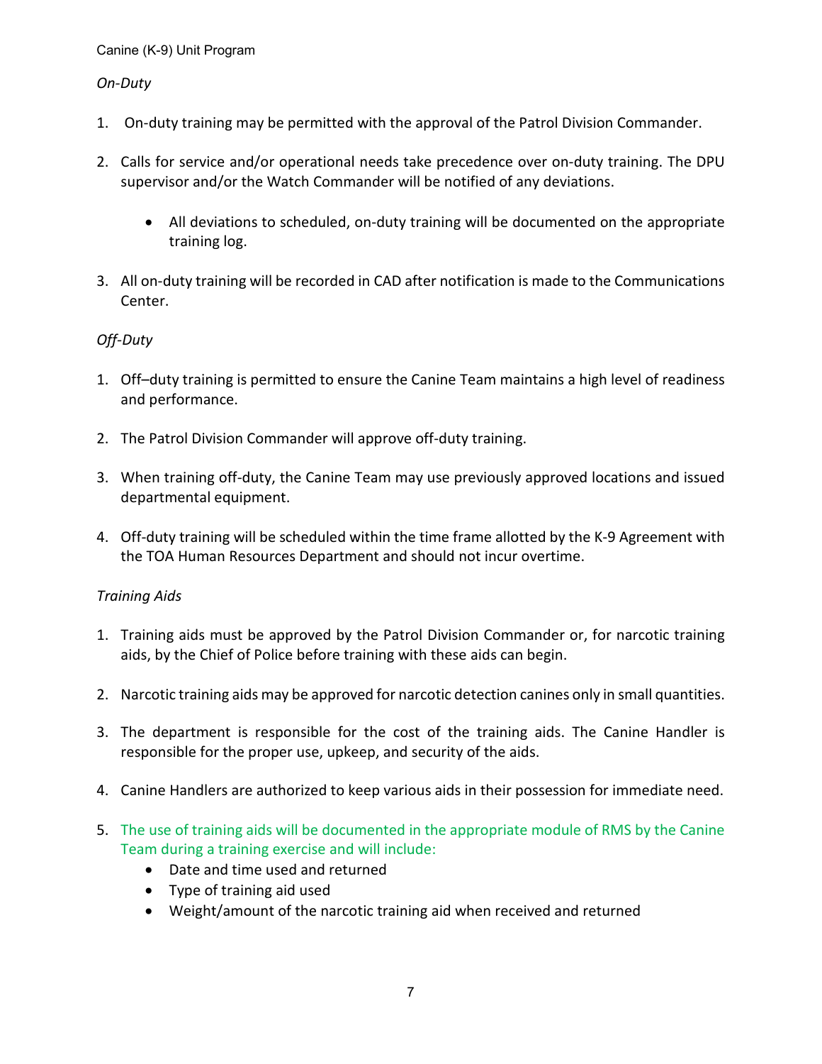*On-Duty*

1. On-duty training may be permitted with the approval of the Patrol Division Commander.

2. Calls for service and/or operational needs take precedence over on-duty training. The DPU supervisor and/or the Watch Commander will be notified of any deviations.

   - All deviations to scheduled, on-duty training will be documented on the appropriate training log.

3. All on-duty training will be recorded in CAD after notification is made to the Communications Center.

*Off-Duty*

1. Off–duty training is permitted to ensure the Canine Team maintains a high level of readiness and performance.

2. The Patrol Division Commander will approve off-duty training.

3. When training off-duty, the Canine Team may use previously approved locations and issued departmental equipment.

4. Off-duty training will be scheduled within the time frame allotted by the K-9 Agreement with the TOA Human Resources Department and should not incur overtime.

*Training Aids*

1. Training aids must be approved by the Patrol Division Commander or, for narcotic training aids, by the Chief of Police before training with these aids can begin.

2. Narcotic training aids may be approved for narcotic detection canines only in small quantities.

3. The department is responsible for the cost of the training aids. The Canine Handler is responsible for the proper use, upkeep, and security of the aids.

4. Canine Handlers are authorized to keep various aids in their possession for immediate need.

5. The use of training aids will be documented in the appropriate module of RMS by the Canine Team during a training exercise and will include:
   - Date and time used and returned
   - Type of training aid used
   - Weight/amount of the narcotic training aid when received and returned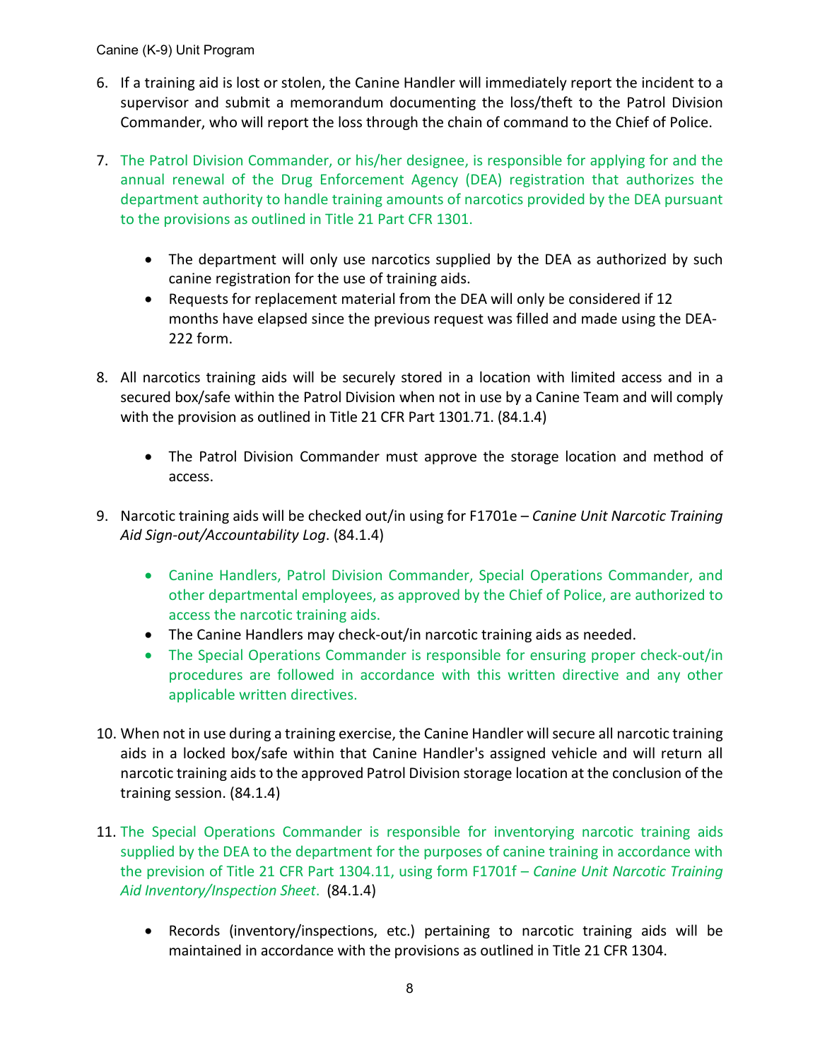6. If a training aid is lost or stolen, the Canine Handler will immediately report the incident to a supervisor and submit a memorandum documenting the loss/theft to the Patrol Division Commander, who will report the loss through the chain of command to the Chief of Police.

7. The Patrol Division Commander, or his/her designee, is responsible for applying for and the annual renewal of the Drug Enforcement Agency (DEA) registration that authorizes the department authority to handle training amounts of narcotics provided by the DEA pursuant to the provisions as outlined in Title 21 Part CFR 1301.

   - The department will only use narcotics supplied by the DEA as authorized by such canine registration for the use of training aids.
   - Requests for replacement material from the DEA will only be considered if 12 months have elapsed since the previous request was filled and made using the DEA-222 form.

8. All narcotics training aids will be securely stored in a location with limited access and in a secured box/safe within the Patrol Division when not in use by a Canine Team and will comply with the provision as outlined in Title 21 CFR Part 1301.71. (84.1.4)

   - The Patrol Division Commander must approve the storage location and method of access.

9. Narcotic training aids will be checked out/in using for F1701e – *Canine Unit Narcotic Training Aid Sign-out/Accountability Log*. (84.1.4)

   - Canine Handlers, Patrol Division Commander, Special Operations Commander, and other departmental employees, as approved by the Chief of Police, are authorized to access the narcotic training aids.
   - The Canine Handlers may check-out/in narcotic training aids as needed.
   - The Special Operations Commander is responsible for ensuring proper check-out/in procedures are followed in accordance with this written directive and any other applicable written directives.

10. When not in use during a training exercise, the Canine Handler will secure all narcotic training aids in a locked box/safe within that Canine Handler's assigned vehicle and will return all narcotic training aids to the approved Patrol Division storage location at the conclusion of the training session. (84.1.4)

11. The Special Operations Commander is responsible for inventorying narcotic training aids supplied by the DEA to the department for the purposes of canine training in accordance with the prevision of Title 21 CFR Part 1304.11, using form F1701f – *Canine Unit Narcotic Training Aid Inventory/Inspection Sheet*. (84.1.4)

   - Records (inventory/inspections, etc.) pertaining to narcotic training aids will be maintained in accordance with the provisions as outlined in Title 21 CFR 1304.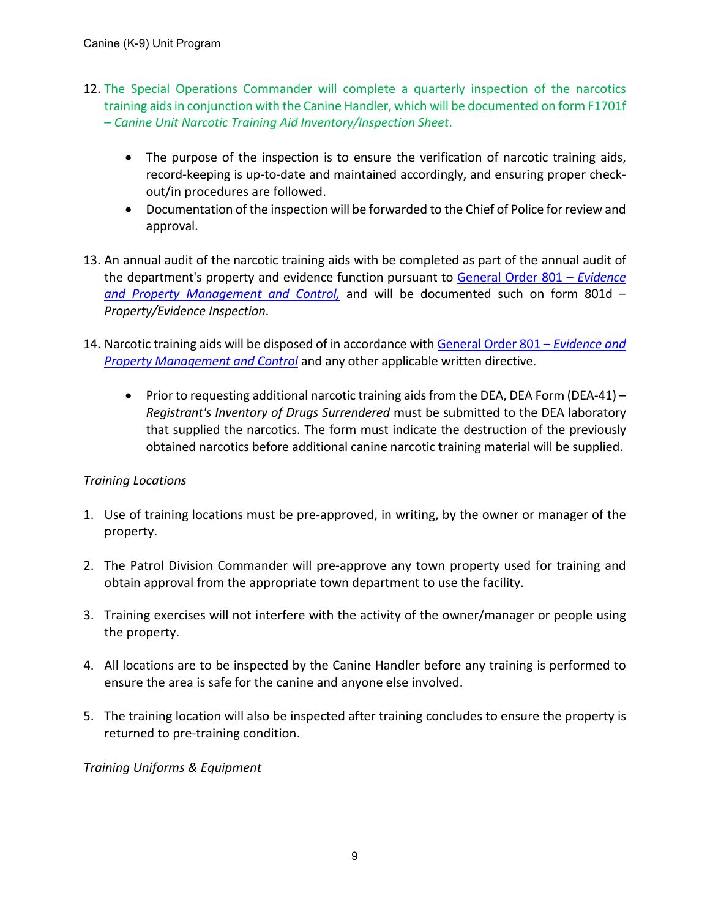12. The Special Operations Commander will complete a quarterly inspection of the narcotics training aids in conjunction with the Canine Handler, which will be documented on form F1701f – *Canine Unit Narcotic Training Aid Inventory/Inspection Sheet*.

    - The purpose of the inspection is to ensure the verification of narcotic training aids, record-keeping is up-to-date and maintained accordingly, and ensuring proper check-out/in procedures are followed.
    - Documentation of the inspection will be forwarded to the Chief of Police for review and approval.

13. An annual audit of the narcotic training aids with be completed as part of the annual audit of the department's property and evidence function pursuant to General Order 801 – *Evidence and Property Management and Control,* and will be documented such on form 801d – *Property/Evidence Inspection*.

14. Narcotic training aids will be disposed of in accordance with General Order 801 – *Evidence and Property Management and Control* and any other applicable written directive.

    - Prior to requesting additional narcotic training aids from the DEA, DEA Form (DEA-41) – *Registrant's Inventory of Drugs Surrendered* must be submitted to the DEA laboratory that supplied the narcotics. The form must indicate the destruction of the previously obtained narcotics before additional canine narcotic training material will be supplied.

*Training Locations*

1. Use of training locations must be pre-approved, in writing, by the owner or manager of the property.

2. The Patrol Division Commander will pre-approve any town property used for training and obtain approval from the appropriate town department to use the facility.

3. Training exercises will not interfere with the activity of the owner/manager or people using the property.

4. All locations are to be inspected by the Canine Handler before any training is performed to ensure the area is safe for the canine and anyone else involved.

5. The training location will also be inspected after training concludes to ensure the property is returned to pre-training condition.

*Training Uniforms & Equipment*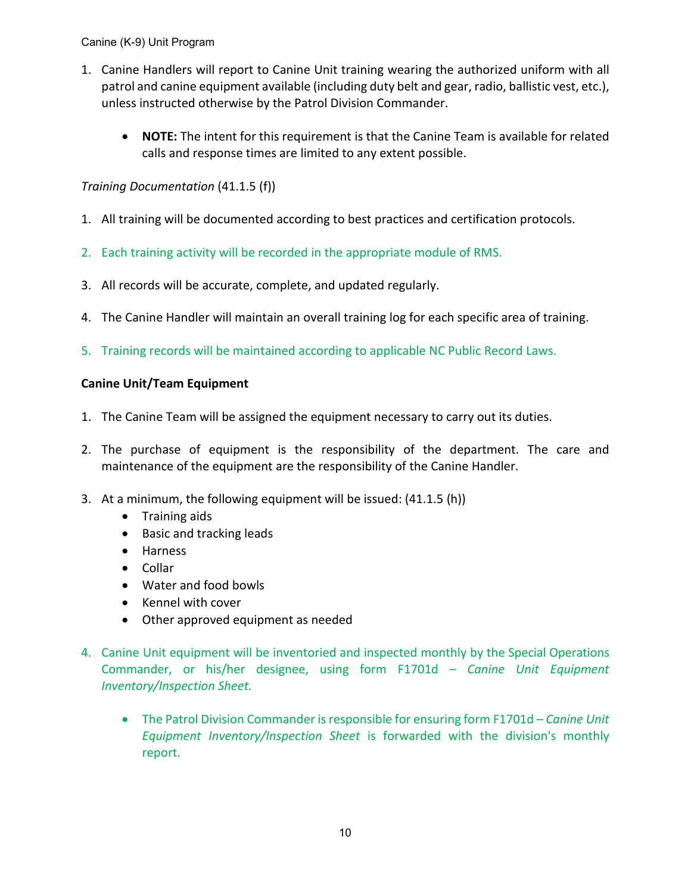1. Canine Handlers will report to Canine Unit training wearing the authorized uniform with all patrol and canine equipment available (including duty belt and gear, radio, ballistic vest, etc.), unless instructed otherwise by the Patrol Division Commander.

    - **NOTE:** The intent for this requirement is that the Canine Team is available for related calls and response times are limited to any extent possible.

*Training Documentation* (41.1.5 (f))

1. All training will be documented according to best practices and certification protocols.

2. Each training activity will be recorded in the appropriate module of RMS.

3. All records will be accurate, complete, and updated regularly.

4. The Canine Handler will maintain an overall training log for each specific area of training.

5. Training records will be maintained according to applicable NC Public Record Laws.

**Canine Unit/Team Equipment**

1. The Canine Team will be assigned the equipment necessary to carry out its duties.

2. The purchase of equipment is the responsibility of the department. The care and maintenance of the equipment are the responsibility of the Canine Handler.

3. At a minimum, the following equipment will be issued: (41.1.5 (h))
    - Training aids
    - Basic and tracking leads
    - Harness
    - Collar
    - Water and food bowls
    - Kennel with cover
    - Other approved equipment as needed

4. Canine Unit equipment will be inventoried and inspected monthly by the Special Operations Commander, or his/her designee, using form F1701d – *Canine Unit Equipment Inventory/Inspection Sheet.*

    - The Patrol Division Commander is responsible for ensuring form F1701d – *Canine Unit Equipment Inventory/Inspection Sheet* is forwarded with the division's monthly report.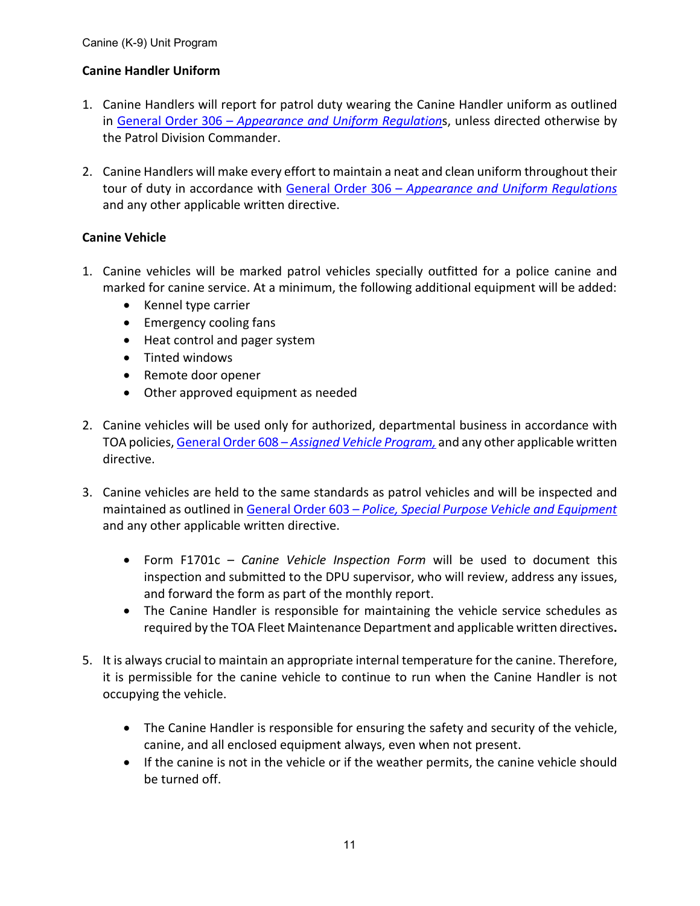**Canine Handler Uniform**

1. Canine Handlers will report for patrol duty wearing the Canine Handler uniform as outlined in General Order 306 – *Appearance and Uniform Regulations*, unless directed otherwise by the Patrol Division Commander.

2. Canine Handlers will make every effort to maintain a neat and clean uniform throughout their tour of duty in accordance with General Order 306 – *Appearance and Uniform Regulations* and any other applicable written directive.

**Canine Vehicle**

1. Canine vehicles will be marked patrol vehicles specially outfitted for a police canine and marked for canine service. At a minimum, the following additional equipment will be added:
   - Kennel type carrier
   - Emergency cooling fans
   - Heat control and pager system
   - Tinted windows
   - Remote door opener
   - Other approved equipment as needed

2. Canine vehicles will be used only for authorized, departmental business in accordance with TOA policies, General Order 608 – *Assigned Vehicle Program,* and any other applicable written directive.

3. Canine vehicles are held to the same standards as patrol vehicles and will be inspected and maintained as outlined in General Order 603 – *Police, Special Purpose Vehicle and Equipment* and any other applicable written directive.

   - Form F1701c – *Canine Vehicle Inspection Form* will be used to document this inspection and submitted to the DPU supervisor, who will review, address any issues, and forward the form as part of the monthly report.
   - The Canine Handler is responsible for maintaining the vehicle service schedules as required by the TOA Fleet Maintenance Department and applicable written directives**.**

5. It is always crucial to maintain an appropriate internal temperature for the canine. Therefore, it is permissible for the canine vehicle to continue to run when the Canine Handler is not occupying the vehicle.

   - The Canine Handler is responsible for ensuring the safety and security of the vehicle, canine, and all enclosed equipment always, even when not present.
   - If the canine is not in the vehicle or if the weather permits, the canine vehicle should be turned off.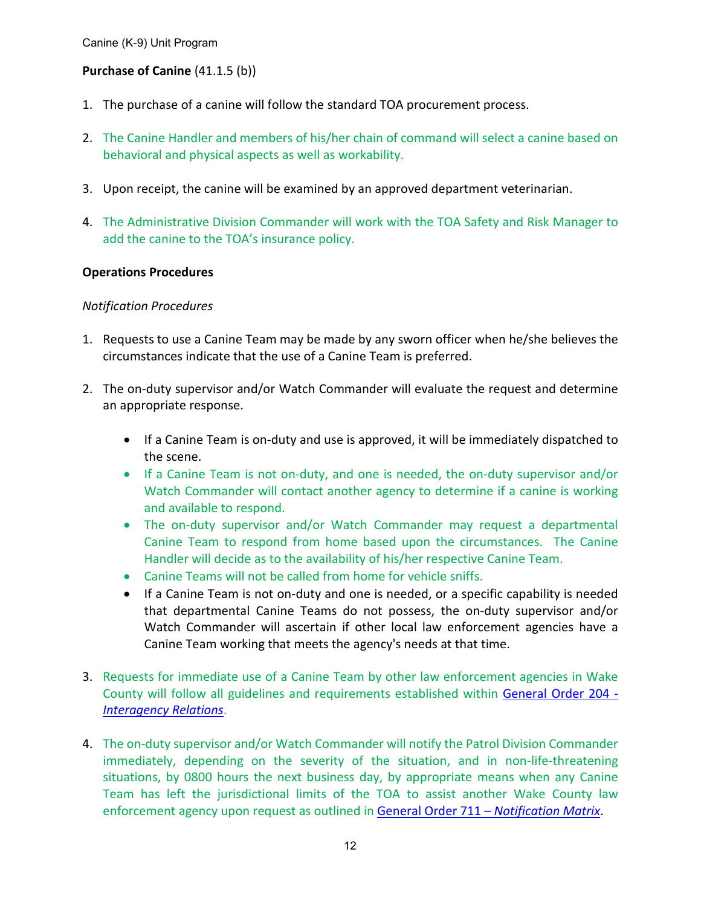**Purchase of Canine** (41.1.5 (b))

1. The purchase of a canine will follow the standard TOA procurement process.

2. The Canine Handler and members of his/her chain of command will select a canine based on behavioral and physical aspects as well as workability.

3. Upon receipt, the canine will be examined by an approved department veterinarian.

4. The Administrative Division Commander will work with the TOA Safety and Risk Manager to add the canine to the TOA's insurance policy.

**Operations Procedures**

*Notification Procedures*

1. Requests to use a Canine Team may be made by any sworn officer when he/she believes the circumstances indicate that the use of a Canine Team is preferred.

2. The on-duty supervisor and/or Watch Commander will evaluate the request and determine an appropriate response.

   - If a Canine Team is on-duty and use is approved, it will be immediately dispatched to the scene.
   - If a Canine Team is not on-duty, and one is needed, the on-duty supervisor and/or Watch Commander will contact another agency to determine if a canine is working and available to respond.
   - The on-duty supervisor and/or Watch Commander may request a departmental Canine Team to respond from home based upon the circumstances. The Canine Handler will decide as to the availability of his/her respective Canine Team.
   - Canine Teams will not be called from home for vehicle sniffs.
   - If a Canine Team is not on-duty and one is needed, or a specific capability is needed that departmental Canine Teams do not possess, the on-duty supervisor and/or Watch Commander will ascertain if other local law enforcement agencies have a Canine Team working that meets the agency's needs at that time.

3. Requests for immediate use of a Canine Team by other law enforcement agencies in Wake County will follow all guidelines and requirements established within General Order 204 - *Interagency Relations*.

4. The on-duty supervisor and/or Watch Commander will notify the Patrol Division Commander immediately, depending on the severity of the situation, and in non-life-threatening situations, by 0800 hours the next business day, by appropriate means when any Canine Team has left the jurisdictional limits of the TOA to assist another Wake County law enforcement agency upon request as outlined in General Order 711 – *Notification Matrix*.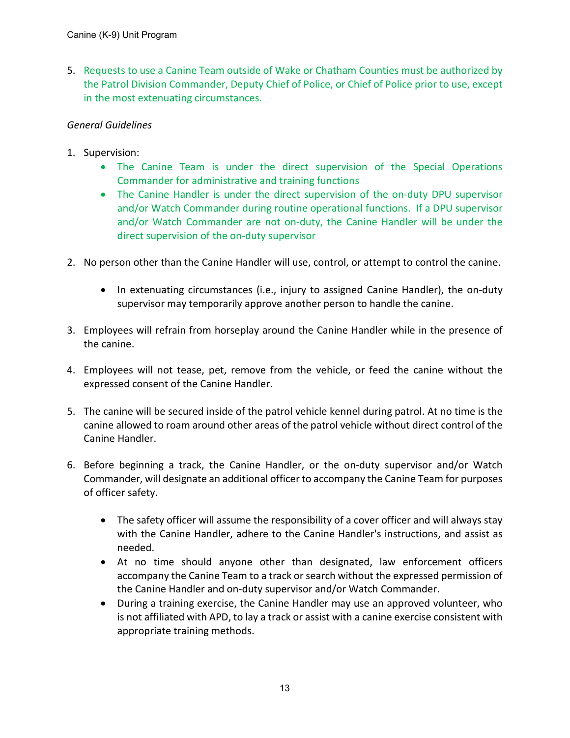5. Requests to use a Canine Team outside of Wake or Chatham Counties must be authorized by the Patrol Division Commander, Deputy Chief of Police, or Chief of Police prior to use, except in the most extenuating circumstances.

*General Guidelines*

1. Supervision:
    - The Canine Team is under the direct supervision of the Special Operations Commander for administrative and training functions
    - The Canine Handler is under the direct supervision of the on-duty DPU supervisor and/or Watch Commander during routine operational functions. If a DPU supervisor and/or Watch Commander are not on-duty, the Canine Handler will be under the direct supervision of the on-duty supervisor

2. No person other than the Canine Handler will use, control, or attempt to control the canine.

    - In extenuating circumstances (i.e., injury to assigned Canine Handler), the on-duty supervisor may temporarily approve another person to handle the canine.

3. Employees will refrain from horseplay around the Canine Handler while in the presence of the canine.

4. Employees will not tease, pet, remove from the vehicle, or feed the canine without the expressed consent of the Canine Handler.

5. The canine will be secured inside of the patrol vehicle kennel during patrol. At no time is the canine allowed to roam around other areas of the patrol vehicle without direct control of the Canine Handler.

6. Before beginning a track, the Canine Handler, or the on-duty supervisor and/or Watch Commander, will designate an additional officer to accompany the Canine Team for purposes of officer safety.

    - The safety officer will assume the responsibility of a cover officer and will always stay with the Canine Handler, adhere to the Canine Handler's instructions, and assist as needed.
    - At no time should anyone other than designated, law enforcement officers accompany the Canine Team to a track or search without the expressed permission of the Canine Handler and on-duty supervisor and/or Watch Commander.
    - During a training exercise, the Canine Handler may use an approved volunteer, who is not affiliated with APD, to lay a track or assist with a canine exercise consistent with appropriate training methods.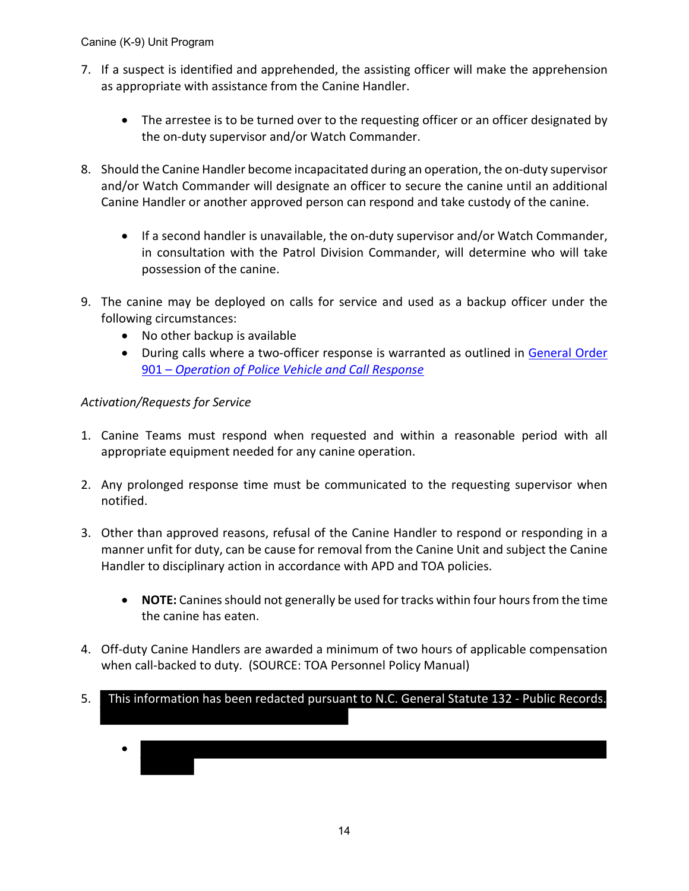7. If a suspect is identified and apprehended, the assisting officer will make the apprehension as appropriate with assistance from the Canine Handler.

    - The arrestee is to be turned over to the requesting officer or an officer designated by the on-duty supervisor and/or Watch Commander.

8. Should the Canine Handler become incapacitated during an operation, the on-duty supervisor and/or Watch Commander will designate an officer to secure the canine until an additional Canine Handler or another approved person can respond and take custody of the canine.

    - If a second handler is unavailable, the on-duty supervisor and/or Watch Commander, in consultation with the Patrol Division Commander, will determine who will take possession of the canine.

9. The canine may be deployed on calls for service and used as a backup officer under the following circumstances:
    - No other backup is available
    - During calls where a two-officer response is warranted as outlined in General Order 901 – *Operation of Police Vehicle and Call Response*

*Activation/Requests for Service*

1. Canine Teams must respond when requested and within a reasonable period with all appropriate equipment needed for any canine operation.

2. Any prolonged response time must be communicated to the requesting supervisor when notified.

3. Other than approved reasons, refusal of the Canine Handler to respond or responding in a manner unfit for duty, can be cause for removal from the Canine Unit and subject the Canine Handler to disciplinary action in accordance with APD and TOA policies.

    - **NOTE:** Canines should not generally be used for tracks within four hours from the time the canine has eaten.

4. Off-duty Canine Handlers are awarded a minimum of two hours of applicable compensation when call-backed to duty. (SOURCE: TOA Personnel Policy Manual)

5. This information has been redacted pursuant to N.C. General Statute 132 - Public Records.

    -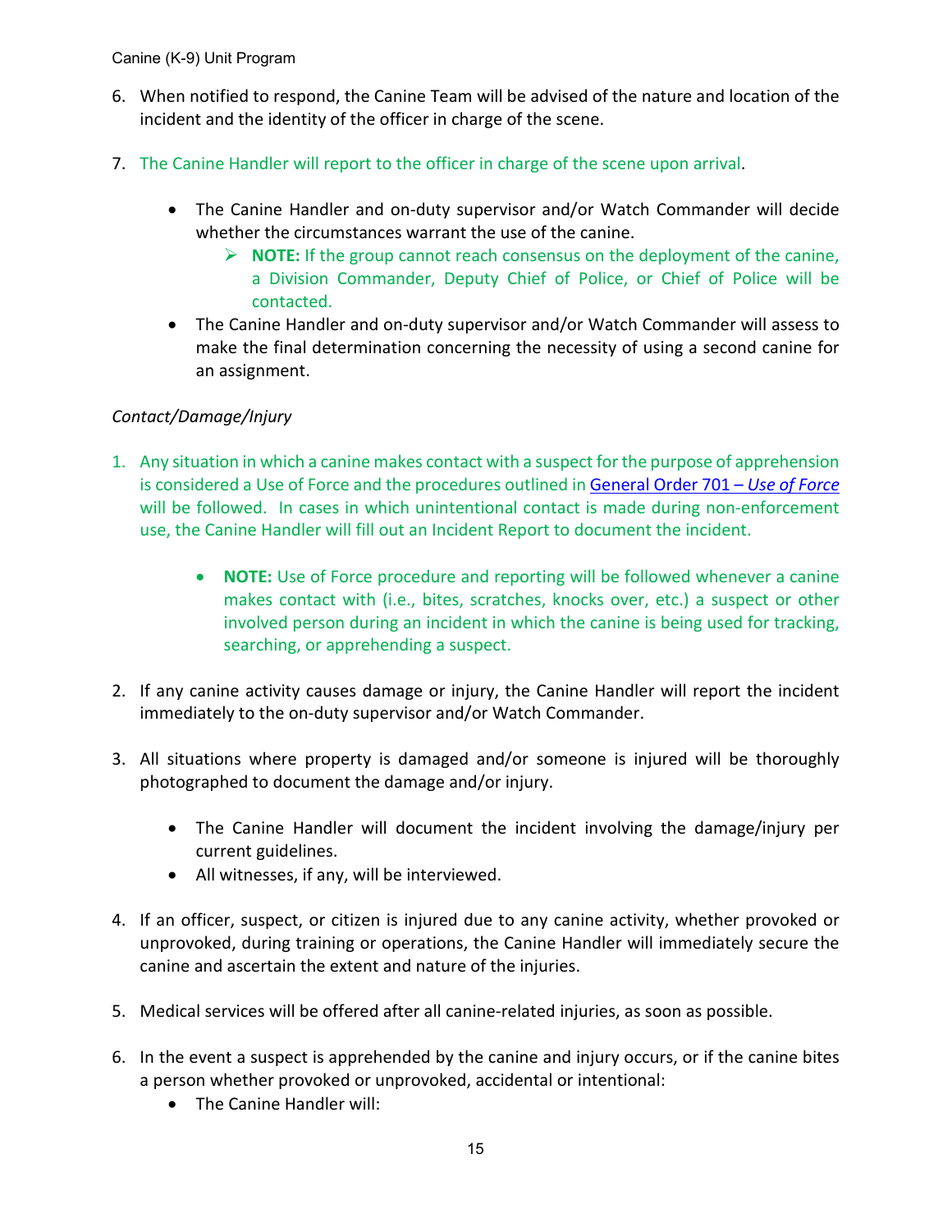6. When notified to respond, the Canine Team will be advised of the nature and location of the incident and the identity of the officer in charge of the scene.

7. The Canine Handler will report to the officer in charge of the scene upon arrival.

    - The Canine Handler and on-duty supervisor and/or Watch Commander will decide whether the circumstances warrant the use of the canine.
        - **NOTE:** If the group cannot reach consensus on the deployment of the canine, a Division Commander, Deputy Chief of Police, or Chief of Police will be contacted.
    - The Canine Handler and on-duty supervisor and/or Watch Commander will assess to make the final determination concerning the necessity of using a second canine for an assignment.

*Contact/Damage/Injury*

1. Any situation in which a canine makes contact with a suspect for the purpose of apprehension is considered a Use of Force and the procedures outlined in General Order 701 – *Use of Force* will be followed. In cases in which unintentional contact is made during non-enforcement use, the Canine Handler will fill out an Incident Report to document the incident.

    - **NOTE:** Use of Force procedure and reporting will be followed whenever a canine makes contact with (i.e., bites, scratches, knocks over, etc.) a suspect or other involved person during an incident in which the canine is being used for tracking, searching, or apprehending a suspect.

2. If any canine activity causes damage or injury, the Canine Handler will report the incident immediately to the on-duty supervisor and/or Watch Commander.

3. All situations where property is damaged and/or someone is injured will be thoroughly photographed to document the damage and/or injury.

    - The Canine Handler will document the incident involving the damage/injury per current guidelines.
    - All witnesses, if any, will be interviewed.

4. If an officer, suspect, or citizen is injured due to any canine activity, whether provoked or unprovoked, during training or operations, the Canine Handler will immediately secure the canine and ascertain the extent and nature of the injuries.

5. Medical services will be offered after all canine-related injuries, as soon as possible.

6. In the event a suspect is apprehended by the canine and injury occurs, or if the canine bites a person whether provoked or unprovoked, accidental or intentional:
    - The Canine Handler will: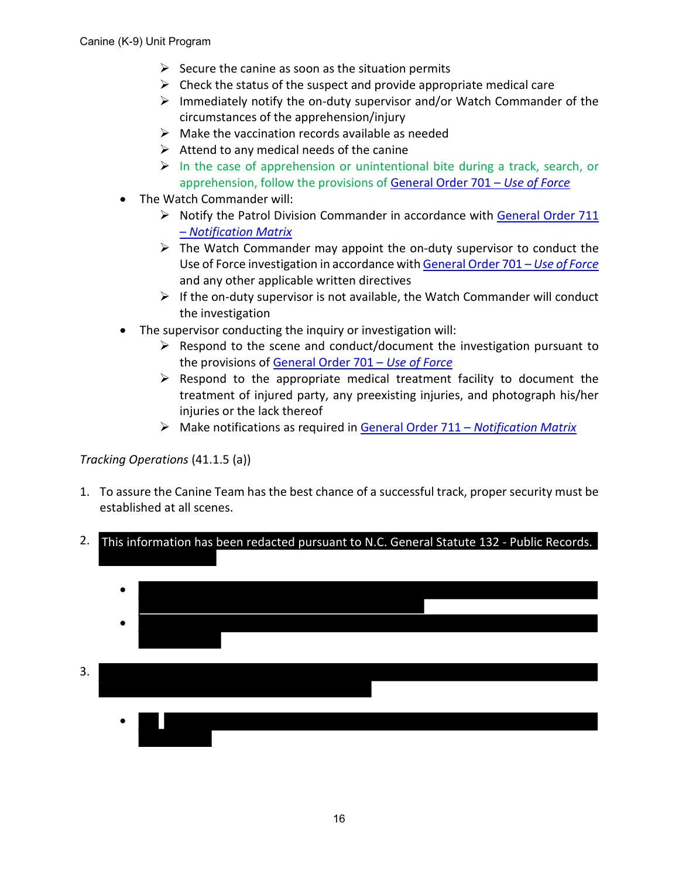- Secure the canine as soon as the situation permits
  - Check the status of the suspect and provide appropriate medical care
  - Immediately notify the on-duty supervisor and/or Watch Commander of the circumstances of the apprehension/injury
  - Make the vaccination records available as needed
  - Attend to any medical needs of the canine
  - In the case of apprehension or unintentional bite during a track, search, or apprehension, follow the provisions of General Order 701 – *Use of Force*
- The Watch Commander will:
  - Notify the Patrol Division Commander in accordance with General Order 711 – *Notification Matrix*
  - The Watch Commander may appoint the on-duty supervisor to conduct the Use of Force investigation in accordance with General Order 701 – *Use of Force* and any other applicable written directives
  - If the on-duty supervisor is not available, the Watch Commander will conduct the investigation
- The supervisor conducting the inquiry or investigation will:
  - Respond to the scene and conduct/document the investigation pursuant to the provisions of General Order 701 – *Use of Force*
  - Respond to the appropriate medical treatment facility to document the treatment of injured party, any preexisting injuries, and photograph his/her injuries or the lack thereof
  - Make notifications as required in General Order 711 – *Notification Matrix*

*Tracking Operations* (41.1.5 (a))

1. To assure the Canine Team has the best chance of a successful track, proper security must be established at all scenes.
2. This information has been redacted pursuant to N.C. General Statute 132 - Public Records.
3.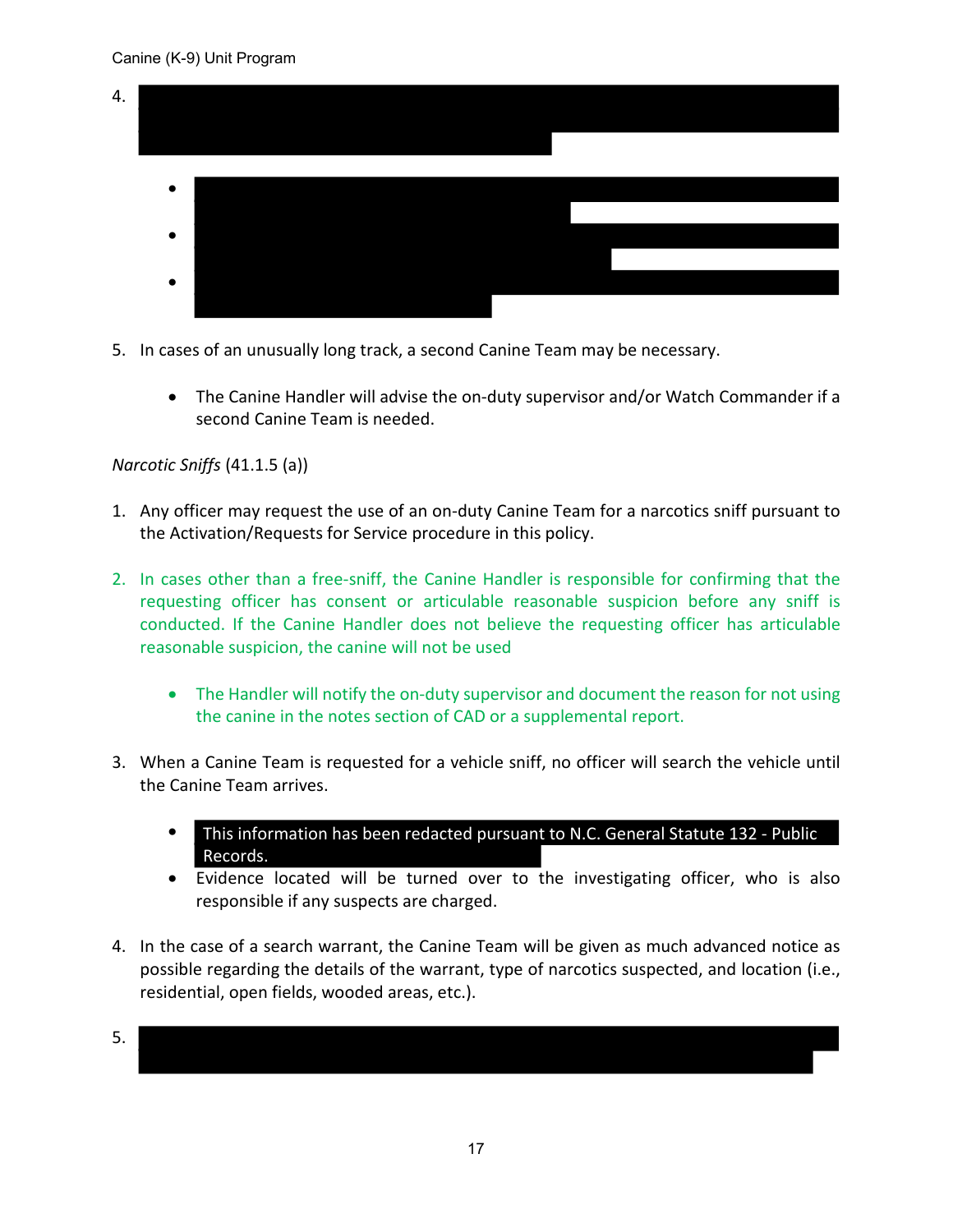4.

- 
- 
- 

5. In cases of an unusually long track, a second Canine Team may be necessary.

   - The Canine Handler will advise the on-duty supervisor and/or Watch Commander if a second Canine Team is needed.

*Narcotic Sniffs* (41.1.5 (a))

1. Any officer may request the use of an on-duty Canine Team for a narcotics sniff pursuant to the Activation/Requests for Service procedure in this policy.

2. In cases other than a free-sniff, the Canine Handler is responsible for confirming that the requesting officer has consent or articulable reasonable suspicion before any sniff is conducted. If the Canine Handler does not believe the requesting officer has articulable reasonable suspicion, the canine will not be used

   - The Handler will notify the on-duty supervisor and document the reason for not using the canine in the notes section of CAD or a supplemental report.

3. When a Canine Team is requested for a vehicle sniff, no officer will search the vehicle until the Canine Team arrives.

   - This information has been redacted pursuant to N.C. General Statute 132 - Public Records.
   - Evidence located will be turned over to the investigating officer, who is also responsible if any suspects are charged.

4. In the case of a search warrant, the Canine Team will be given as much advanced notice as possible regarding the details of the warrant, type of narcotics suspected, and location (i.e., residential, open fields, wooded areas, etc.).

5.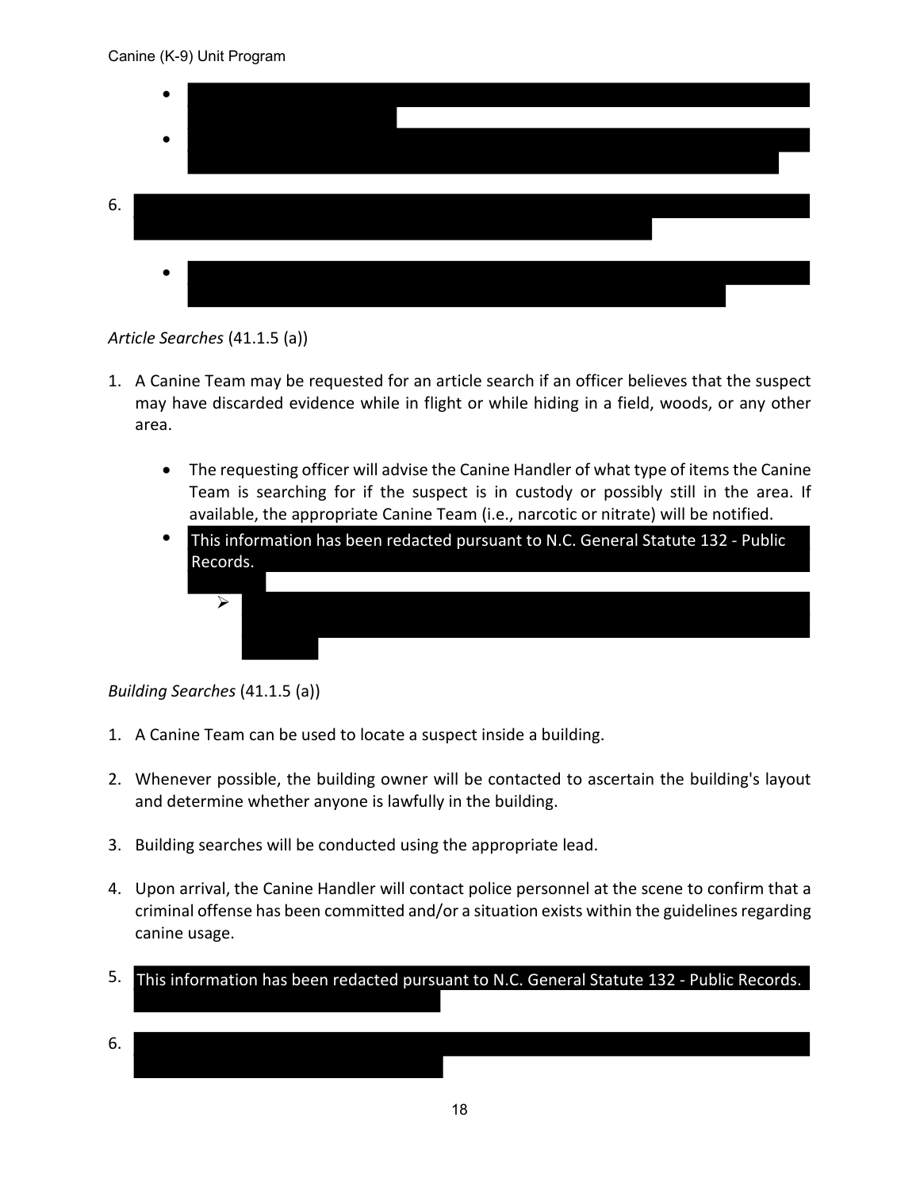- 
- 

6. 

    - 

*Article Searches* (41.1.5 (a))

1. A Canine Team may be requested for an article search if an officer believes that the suspect may have discarded evidence while in flight or while hiding in a field, woods, or any other area.

    - The requesting officer will advise the Canine Handler of what type of items the Canine Team is searching for if the suspect is in custody or possibly still in the area. If available, the appropriate Canine Team (i.e., narcotic or nitrate) will be notified.
    - This information has been redacted pursuant to N.C. General Statute 132 - Public Records.
        - 

*Building Searches* (41.1.5 (a))

1. A Canine Team can be used to locate a suspect inside a building.

2. Whenever possible, the building owner will be contacted to ascertain the building's layout and determine whether anyone is lawfully in the building.

3. Building searches will be conducted using the appropriate lead.

4. Upon arrival, the Canine Handler will contact police personnel at the scene to confirm that a criminal offense has been committed and/or a situation exists within the guidelines regarding canine usage.

5. This information has been redacted pursuant to N.C. General Statute 132 - Public Records.

6.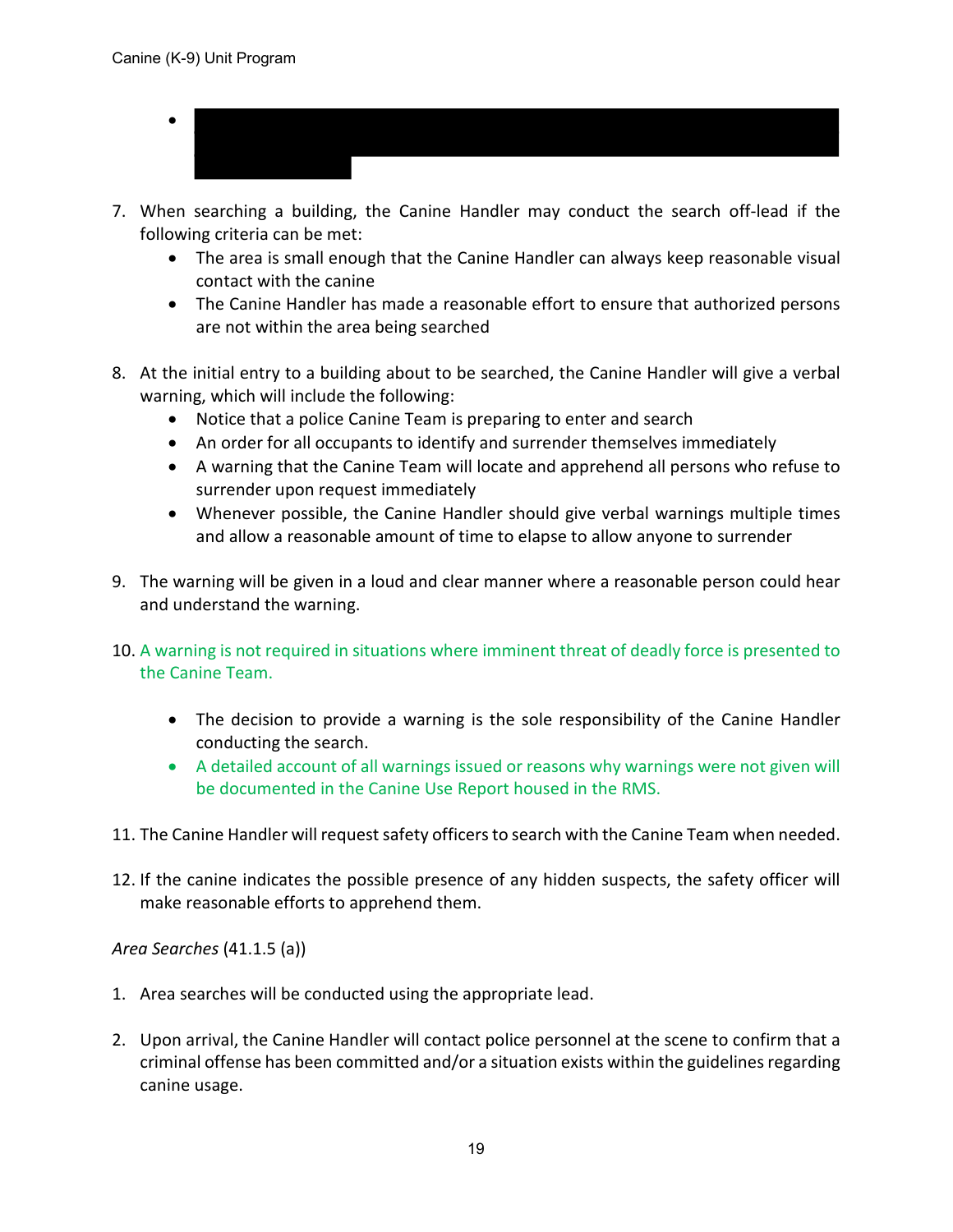- 

7. When searching a building, the Canine Handler may conduct the search off-lead if the following criteria can be met:
   - The area is small enough that the Canine Handler can always keep reasonable visual contact with the canine
   - The Canine Handler has made a reasonable effort to ensure that authorized persons are not within the area being searched

8. At the initial entry to a building about to be searched, the Canine Handler will give a verbal warning, which will include the following:
   - Notice that a police Canine Team is preparing to enter and search
   - An order for all occupants to identify and surrender themselves immediately
   - A warning that the Canine Team will locate and apprehend all persons who refuse to surrender upon request immediately
   - Whenever possible, the Canine Handler should give verbal warnings multiple times and allow a reasonable amount of time to elapse to allow anyone to surrender

9. The warning will be given in a loud and clear manner where a reasonable person could hear and understand the warning.

10. A warning is not required in situations where imminent threat of deadly force is presented to the Canine Team.

    - The decision to provide a warning is the sole responsibility of the Canine Handler conducting the search.
    - A detailed account of all warnings issued or reasons why warnings were not given will be documented in the Canine Use Report housed in the RMS.

11. The Canine Handler will request safety officers to search with the Canine Team when needed.

12. If the canine indicates the possible presence of any hidden suspects, the safety officer will make reasonable efforts to apprehend them.

*Area Searches* (41.1.5 (a))

1. Area searches will be conducted using the appropriate lead.

2. Upon arrival, the Canine Handler will contact police personnel at the scene to confirm that a criminal offense has been committed and/or a situation exists within the guidelines regarding canine usage.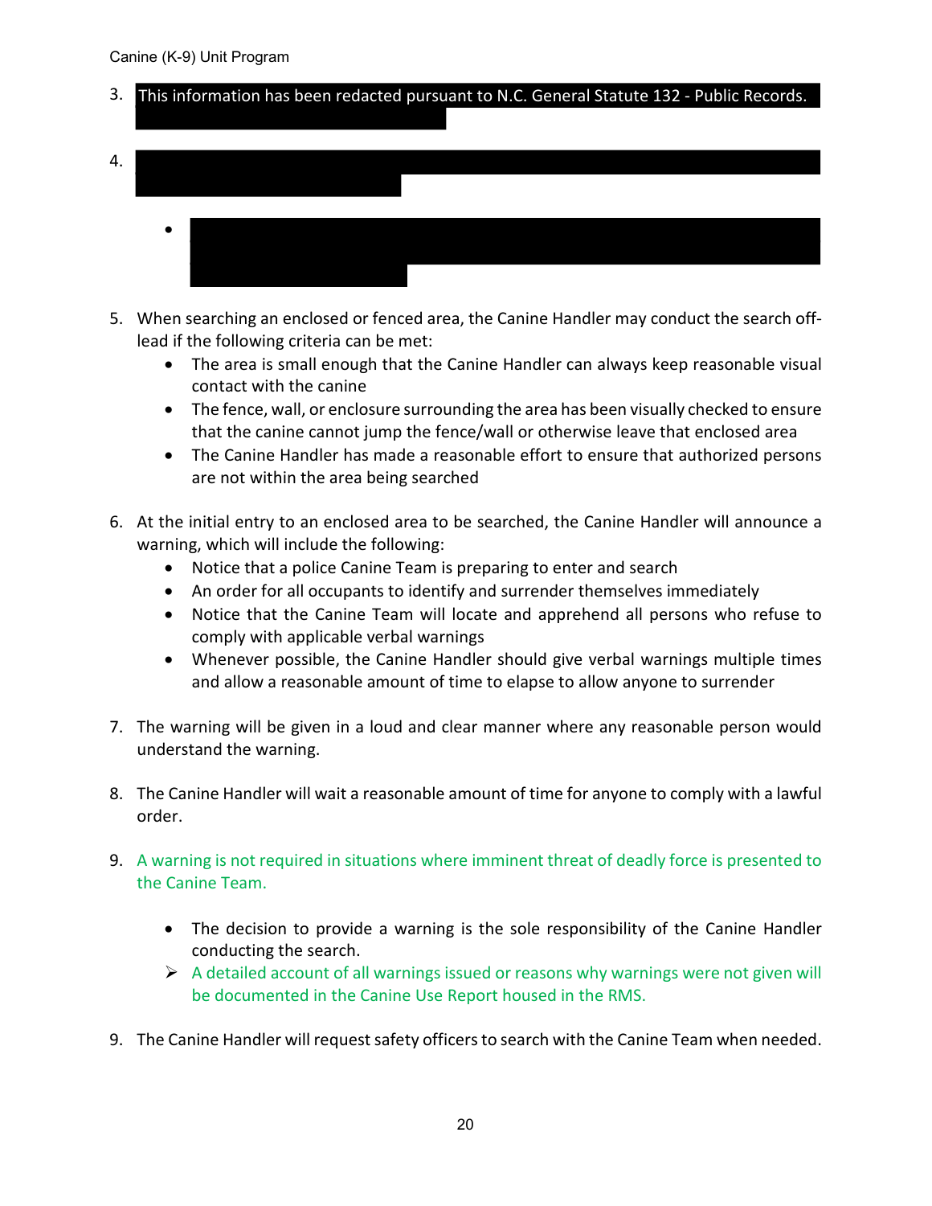3. This information has been redacted pursuant to N.C. General Statute 132 - Public Records.

4. 

   - 

5. When searching an enclosed or fenced area, the Canine Handler may conduct the search off-lead if the following criteria can be met:
   - The area is small enough that the Canine Handler can always keep reasonable visual contact with the canine
   - The fence, wall, or enclosure surrounding the area has been visually checked to ensure that the canine cannot jump the fence/wall or otherwise leave that enclosed area
   - The Canine Handler has made a reasonable effort to ensure that authorized persons are not within the area being searched

6. At the initial entry to an enclosed area to be searched, the Canine Handler will announce a warning, which will include the following:
   - Notice that a police Canine Team is preparing to enter and search
   - An order for all occupants to identify and surrender themselves immediately
   - Notice that the Canine Team will locate and apprehend all persons who refuse to comply with applicable verbal warnings
   - Whenever possible, the Canine Handler should give verbal warnings multiple times and allow a reasonable amount of time to elapse to allow anyone to surrender

7. The warning will be given in a loud and clear manner where any reasonable person would understand the warning.

8. The Canine Handler will wait a reasonable amount of time for anyone to comply with a lawful order.

9. A warning is not required in situations where imminent threat of deadly force is presented to the Canine Team.

   - The decision to provide a warning is the sole responsibility of the Canine Handler conducting the search.
     - A detailed account of all warnings issued or reasons why warnings were not given will be documented in the Canine Use Report housed in the RMS.

9. The Canine Handler will request safety officers to search with the Canine Team when needed.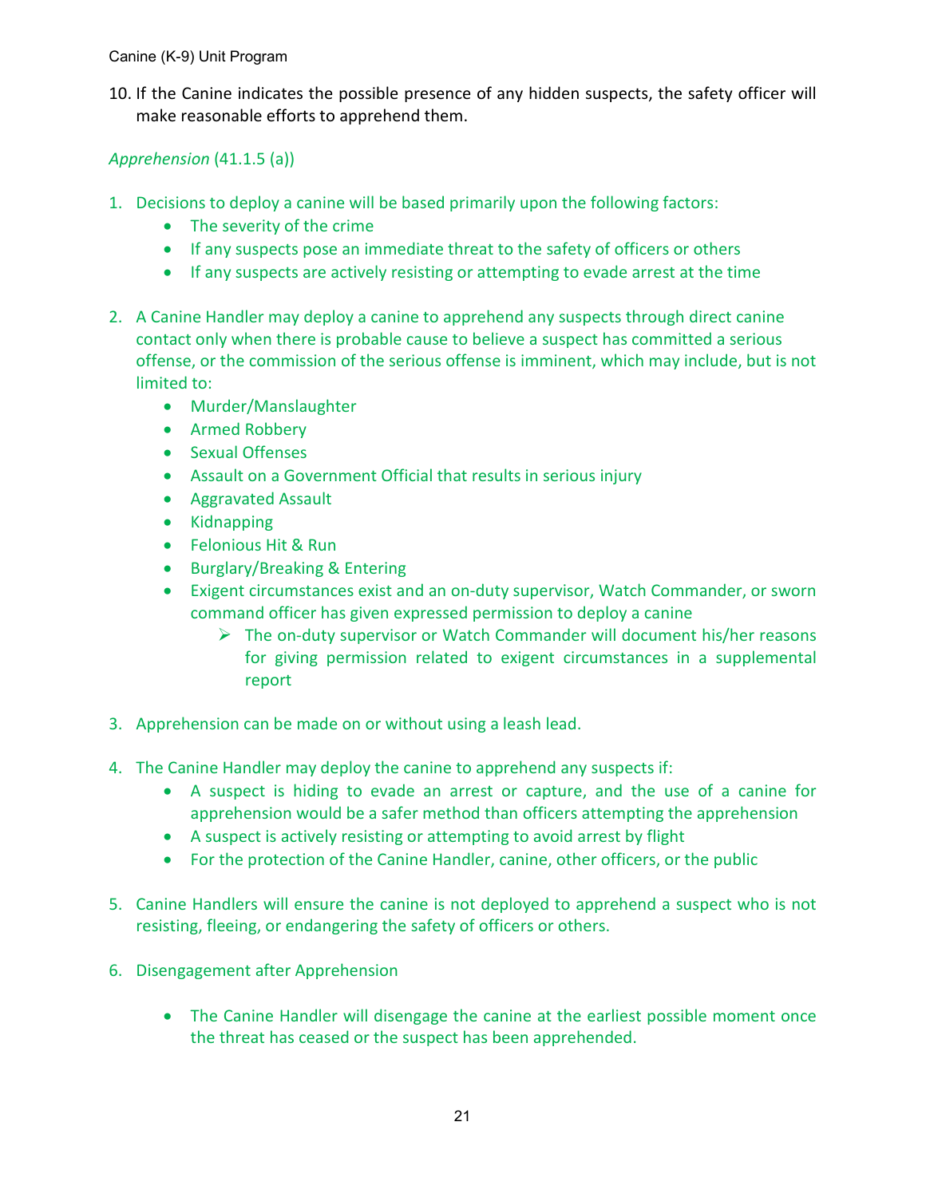10. If the Canine indicates the possible presence of any hidden suspects, the safety officer will make reasonable efforts to apprehend them.

*Apprehension* (41.1.5 (a))

1. Decisions to deploy a canine will be based primarily upon the following factors:
    - The severity of the crime
    - If any suspects pose an immediate threat to the safety of officers or others
    - If any suspects are actively resisting or attempting to evade arrest at the time

2. A Canine Handler may deploy a canine to apprehend any suspects through direct canine contact only when there is probable cause to believe a suspect has committed a serious offense, or the commission of the serious offense is imminent, which may include, but is not limited to:
    - Murder/Manslaughter
    - Armed Robbery
    - Sexual Offenses
    - Assault on a Government Official that results in serious injury
    - Aggravated Assault
    - Kidnapping
    - Felonious Hit & Run
    - Burglary/Breaking & Entering
    - Exigent circumstances exist and an on-duty supervisor, Watch Commander, or sworn command officer has given expressed permission to deploy a canine
        - The on-duty supervisor or Watch Commander will document his/her reasons for giving permission related to exigent circumstances in a supplemental report

3. Apprehension can be made on or without using a leash lead.

4. The Canine Handler may deploy the canine to apprehend any suspects if:
    - A suspect is hiding to evade an arrest or capture, and the use of a canine for apprehension would be a safer method than officers attempting the apprehension
    - A suspect is actively resisting or attempting to avoid arrest by flight
    - For the protection of the Canine Handler, canine, other officers, or the public

5. Canine Handlers will ensure the canine is not deployed to apprehend a suspect who is not resisting, fleeing, or endangering the safety of officers or others.

6. Disengagement after Apprehension

    - The Canine Handler will disengage the canine at the earliest possible moment once the threat has ceased or the suspect has been apprehended.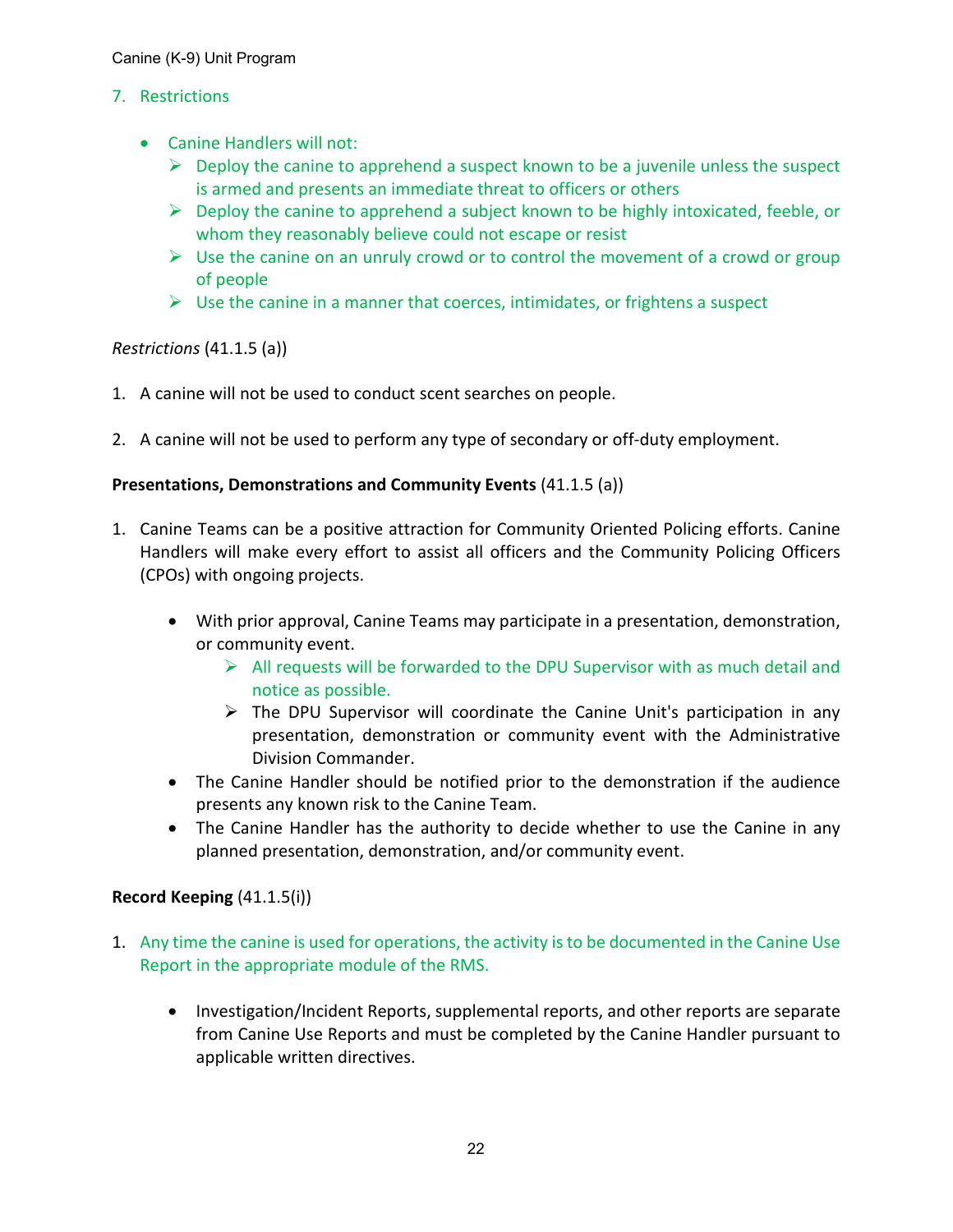7. Restrictions

- Canine Handlers will not:
  - Deploy the canine to apprehend a suspect known to be a juvenile unless the suspect is armed and presents an immediate threat to officers or others
  - Deploy the canine to apprehend a subject known to be highly intoxicated, feeble, or whom they reasonably believe could not escape or resist
  - Use the canine on an unruly crowd or to control the movement of a crowd or group of people
  - Use the canine in a manner that coerces, intimidates, or frightens a suspect

*Restrictions* (41.1.5 (a))

1. A canine will not be used to conduct scent searches on people.

2. A canine will not be used to perform any type of secondary or off-duty employment.

**Presentations, Demonstrations and Community Events** (41.1.5 (a))

1. Canine Teams can be a positive attraction for Community Oriented Policing efforts. Canine Handlers will make every effort to assist all officers and the Community Policing Officers (CPOs) with ongoing projects.

   - With prior approval, Canine Teams may participate in a presentation, demonstration, or community event.
     - All requests will be forwarded to the DPU Supervisor with as much detail and notice as possible.
     - The DPU Supervisor will coordinate the Canine Unit's participation in any presentation, demonstration or community event with the Administrative Division Commander.
   - The Canine Handler should be notified prior to the demonstration if the audience presents any known risk to the Canine Team.
   - The Canine Handler has the authority to decide whether to use the Canine in any planned presentation, demonstration, and/or community event.

**Record Keeping** (41.1.5(i))

1. Any time the canine is used for operations, the activity is to be documented in the Canine Use Report in the appropriate module of the RMS.

   - Investigation/Incident Reports, supplemental reports, and other reports are separate from Canine Use Reports and must be completed by the Canine Handler pursuant to applicable written directives.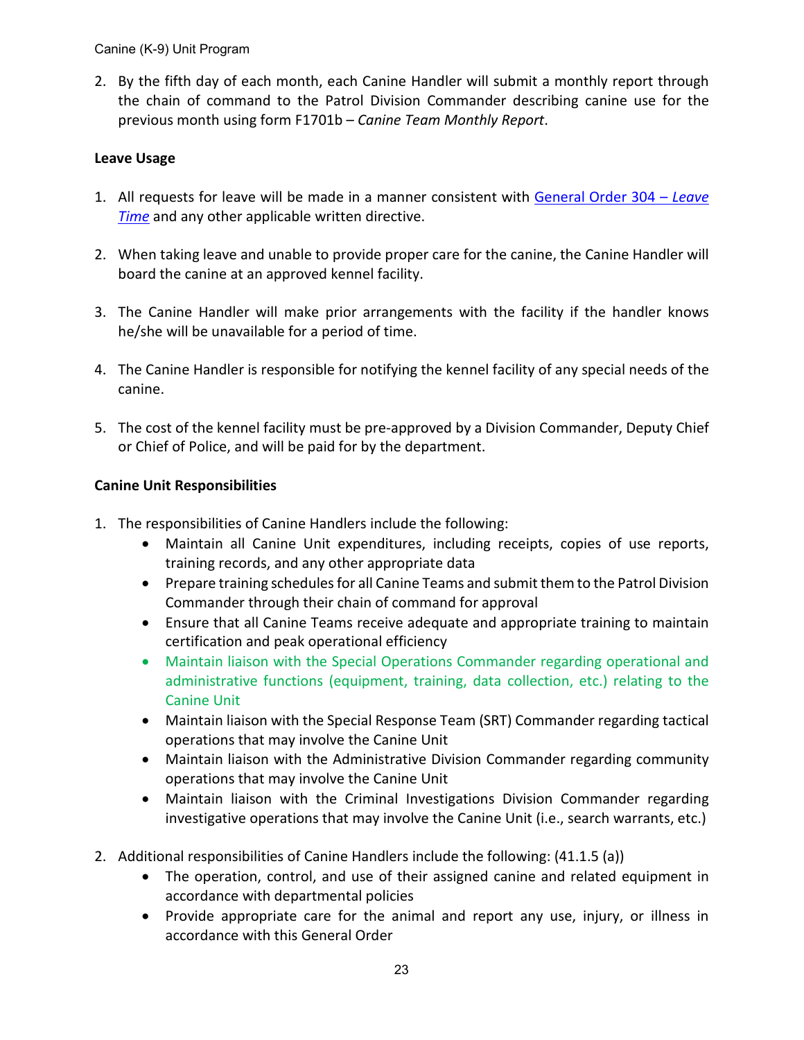2. By the fifth day of each month, each Canine Handler will submit a monthly report through the chain of command to the Patrol Division Commander describing canine use for the previous month using form F1701b – *Canine Team Monthly Report*.

**Leave Usage**

1. All requests for leave will be made in a manner consistent with General Order 304 – *Leave Time* and any other applicable written directive.

2. When taking leave and unable to provide proper care for the canine, the Canine Handler will board the canine at an approved kennel facility.

3. The Canine Handler will make prior arrangements with the facility if the handler knows he/she will be unavailable for a period of time.

4. The Canine Handler is responsible for notifying the kennel facility of any special needs of the canine.

5. The cost of the kennel facility must be pre-approved by a Division Commander, Deputy Chief or Chief of Police, and will be paid for by the department.

**Canine Unit Responsibilities**

1. The responsibilities of Canine Handlers include the following:
    - Maintain all Canine Unit expenditures, including receipts, copies of use reports, training records, and any other appropriate data
    - Prepare training schedules for all Canine Teams and submit them to the Patrol Division Commander through their chain of command for approval
    - Ensure that all Canine Teams receive adequate and appropriate training to maintain certification and peak operational efficiency
    - Maintain liaison with the Special Operations Commander regarding operational and administrative functions (equipment, training, data collection, etc.) relating to the Canine Unit
    - Maintain liaison with the Special Response Team (SRT) Commander regarding tactical operations that may involve the Canine Unit
    - Maintain liaison with the Administrative Division Commander regarding community operations that may involve the Canine Unit
    - Maintain liaison with the Criminal Investigations Division Commander regarding investigative operations that may involve the Canine Unit (i.e., search warrants, etc.)

2. Additional responsibilities of Canine Handlers include the following: (41.1.5 (a))
    - The operation, control, and use of their assigned canine and related equipment in accordance with departmental policies
    - Provide appropriate care for the animal and report any use, injury, or illness in accordance with this General Order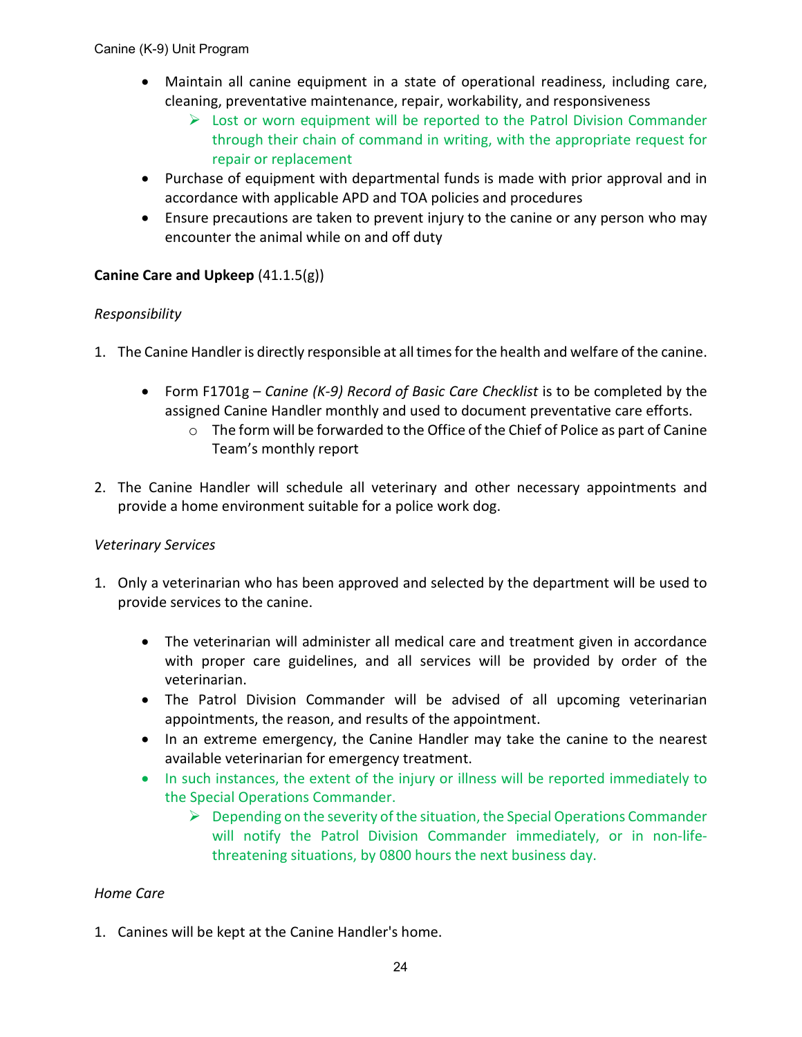- Maintain all canine equipment in a state of operational readiness, including care, cleaning, preventative maintenance, repair, workability, and responsiveness
    - Lost or worn equipment will be reported to the Patrol Division Commander through their chain of command in writing, with the appropriate request for repair or replacement
- Purchase of equipment with departmental funds is made with prior approval and in accordance with applicable APD and TOA policies and procedures
- Ensure precautions are taken to prevent injury to the canine or any person who may encounter the animal while on and off duty

**Canine Care and Upkeep** (41.1.5(g))

*Responsibility*

1. The Canine Handler is directly responsible at all times for the health and welfare of the canine.

    - Form F1701g – *Canine (K-9) Record of Basic Care Checklist* is to be completed by the assigned Canine Handler monthly and used to document preventative care efforts.
        - The form will be forwarded to the Office of the Chief of Police as part of Canine Team's monthly report

2. The Canine Handler will schedule all veterinary and other necessary appointments and provide a home environment suitable for a police work dog.

*Veterinary Services*

1. Only a veterinarian who has been approved and selected by the department will be used to provide services to the canine.

    - The veterinarian will administer all medical care and treatment given in accordance with proper care guidelines, and all services will be provided by order of the veterinarian.
    - The Patrol Division Commander will be advised of all upcoming veterinarian appointments, the reason, and results of the appointment.
    - In an extreme emergency, the Canine Handler may take the canine to the nearest available veterinarian for emergency treatment.
    - In such instances, the extent of the injury or illness will be reported immediately to the Special Operations Commander.
        - Depending on the severity of the situation, the Special Operations Commander will notify the Patrol Division Commander immediately, or in non-life-threatening situations, by 0800 hours the next business day.

*Home Care*

1. Canines will be kept at the Canine Handler's home.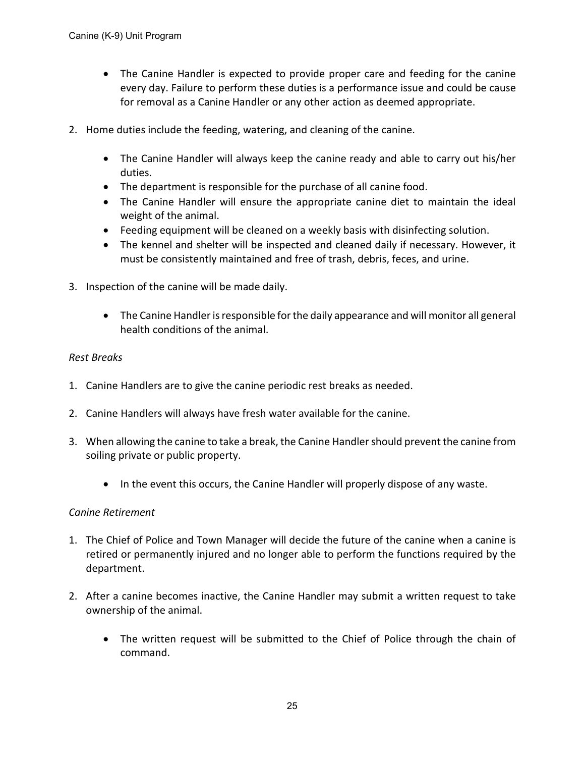- The Canine Handler is expected to provide proper care and feeding for the canine every day. Failure to perform these duties is a performance issue and could be cause for removal as a Canine Handler or any other action as deemed appropriate.

2. Home duties include the feeding, watering, and cleaning of the canine.

    - The Canine Handler will always keep the canine ready and able to carry out his/her duties.
    - The department is responsible for the purchase of all canine food.
    - The Canine Handler will ensure the appropriate canine diet to maintain the ideal weight of the animal.
    - Feeding equipment will be cleaned on a weekly basis with disinfecting solution.
    - The kennel and shelter will be inspected and cleaned daily if necessary. However, it must be consistently maintained and free of trash, debris, feces, and urine.

3. Inspection of the canine will be made daily.

    - The Canine Handler is responsible for the daily appearance and will monitor all general health conditions of the animal.

*Rest Breaks*

1. Canine Handlers are to give the canine periodic rest breaks as needed.

2. Canine Handlers will always have fresh water available for the canine.

3. When allowing the canine to take a break, the Canine Handler should prevent the canine from soiling private or public property.

    - In the event this occurs, the Canine Handler will properly dispose of any waste.

*Canine Retirement*

1. The Chief of Police and Town Manager will decide the future of the canine when a canine is retired or permanently injured and no longer able to perform the functions required by the department.

2. After a canine becomes inactive, the Canine Handler may submit a written request to take ownership of the animal.

    - The written request will be submitted to the Chief of Police through the chain of command.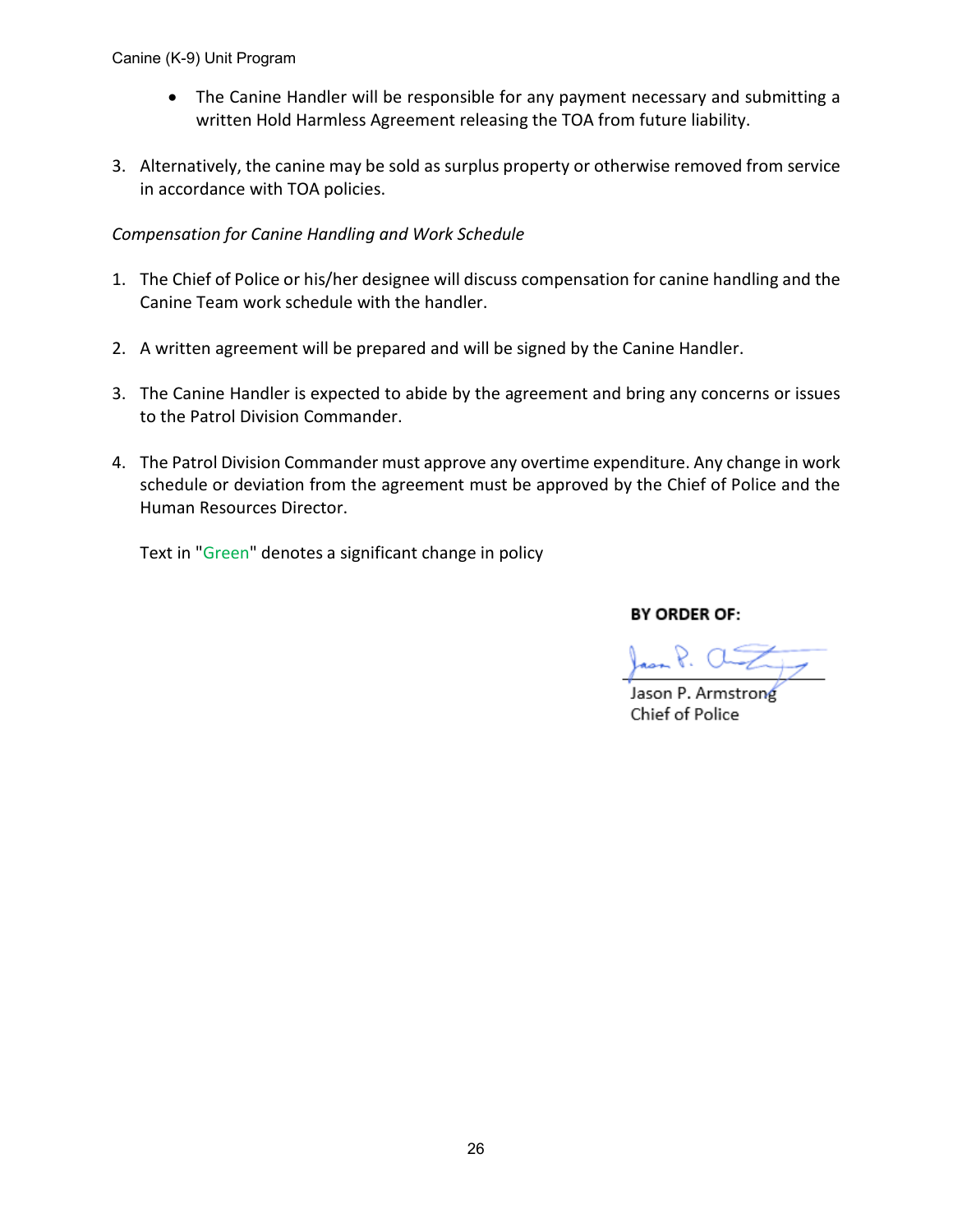- The Canine Handler will be responsible for any payment necessary and submitting a written Hold Harmless Agreement releasing the TOA from future liability.

3. Alternatively, the canine may be sold as surplus property or otherwise removed from service in accordance with TOA policies.

*Compensation for Canine Handling and Work Schedule*

1. The Chief of Police or his/her designee will discuss compensation for canine handling and the Canine Team work schedule with the handler.

2. A written agreement will be prepared and will be signed by the Canine Handler.

3. The Canine Handler is expected to abide by the agreement and bring any concerns or issues to the Patrol Division Commander.

4. The Patrol Division Commander must approve any overtime expenditure. Any change in work schedule or deviation from the agreement must be approved by the Chief of Police and the Human Resources Director.

Text in "Green" denotes a significant change in policy

**BY ORDER OF:**

Jason P. Armstrong
Chief of Police